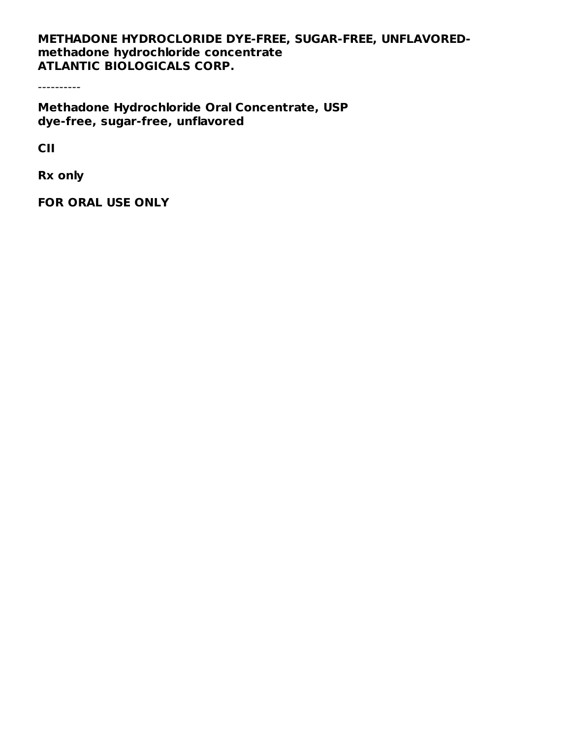**METHADONE HYDROCLORIDE DYE-FREE, SUGAR-FREE, UNFLAVORED- methadone hydrochloride concentrate**
**ATLANTIC BIOLOGICALS CORP.**

----------

**Methadone Hydrochloride Oral Concentrate, USP**
**dye-free, sugar-free, unflavored**

**CII**

**Rx only**

**FOR ORAL USE ONLY**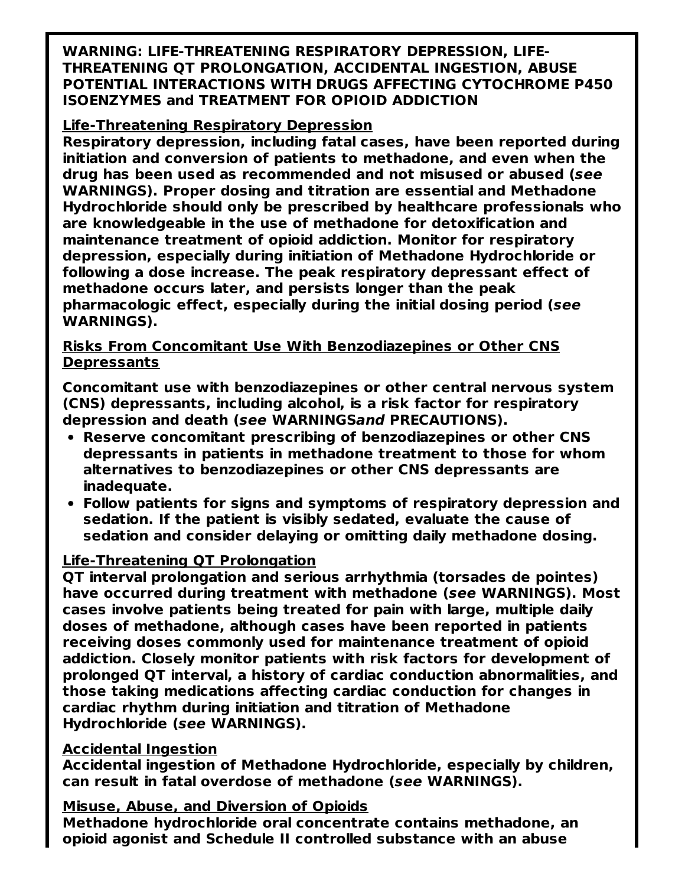**WARNING: LIFE-THREATENING RESPIRATORY DEPRESSION, LIFE-THREATENING QT PROLONGATION, ACCIDENTAL INGESTION, ABUSE POTENTIAL INTERACTIONS WITH DRUGS AFFECTING CYTOCHROME P450 ISOENZYMES and TREATMENT FOR OPIOID ADDICTION**

**Life-Threatening Respiratory Depression**

**Respiratory depression, including fatal cases, have been reported during initiation and conversion of patients to methadone, and even when the drug has been used as recommended and not misused or abused (*see* WARNINGS). Proper dosing and titration are essential and Methadone Hydrochloride should only be prescribed by healthcare professionals who are knowledgeable in the use of methadone for detoxification and maintenance treatment of opioid addiction. Monitor for respiratory depression, especially during initiation of Methadone Hydrochloride or following a dose increase. The peak respiratory depressant effect of methadone occurs later, and persists longer than the peak pharmacologic effect, especially during the initial dosing period (*see* WARNINGS).**

**Risks From Concomitant Use With Benzodiazepines or Other CNS Depressants**

**Concomitant use with benzodiazepines or other central nervous system (CNS) depressants, including alcohol, is a risk factor for respiratory depression and death (*see* WARNINGS*and* PRECAUTIONS).**

- **Reserve concomitant prescribing of benzodiazepines or other CNS depressants in patients in methadone treatment to those for whom alternatives to benzodiazepines or other CNS depressants are inadequate.**
- **Follow patients for signs and symptoms of respiratory depression and sedation. If the patient is visibly sedated, evaluate the cause of sedation and consider delaying or omitting daily methadone dosing.**

**Life-Threatening QT Prolongation**

**QT interval prolongation and serious arrhythmia (torsades de pointes) have occurred during treatment with methadone (*see* WARNINGS). Most cases involve patients being treated for pain with large, multiple daily doses of methadone, although cases have been reported in patients receiving doses commonly used for maintenance treatment of opioid addiction. Closely monitor patients with risk factors for development of prolonged QT interval, a history of cardiac conduction abnormalities, and those taking medications affecting cardiac conduction for changes in cardiac rhythm during initiation and titration of Methadone Hydrochloride (*see* WARNINGS).**

**Accidental Ingestion**

**Accidental ingestion of Methadone Hydrochloride, especially by children, can result in fatal overdose of methadone (*see* WARNINGS).**

**Misuse, Abuse, and Diversion of Opioids**

**Methadone hydrochloride oral concentrate contains methadone, an opioid agonist and Schedule II controlled substance with an abuse**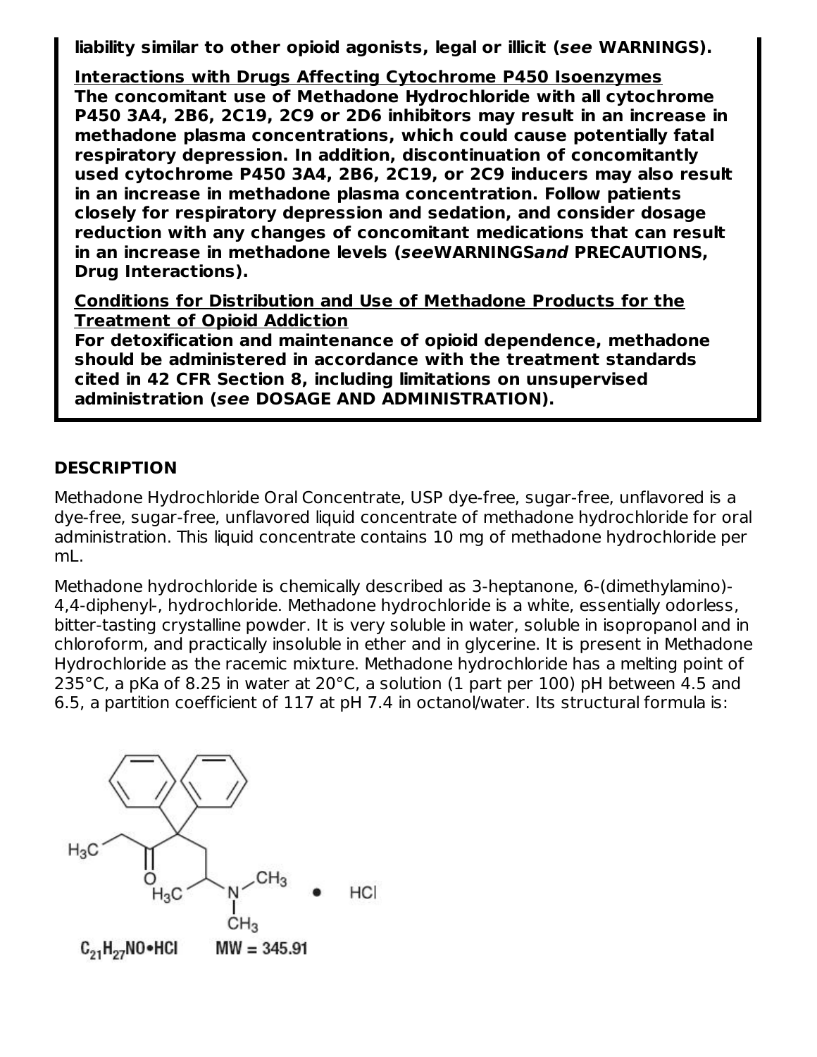**liability similar to other opioid agonists, legal or illicit (*see* WARNINGS).**

**Interactions with Drugs Affecting Cytochrome P450 Isoenzymes**
**The concomitant use of Methadone Hydrochloride with all cytochrome P450 3A4, 2B6, 2C19, 2C9 or 2D6 inhibitors may result in an increase in methadone plasma concentrations, which could cause potentially fatal respiratory depression. In addition, discontinuation of concomitantly used cytochrome P450 3A4, 2B6, 2C19, or 2C9 inducers may also result in an increase in methadone plasma concentration. Follow patients closely for respiratory depression and sedation, and consider dosage reduction with any changes of concomitant medications that can result in an increase in methadone levels (*see*WARNINGS*and* PRECAUTIONS, Drug Interactions).**

**Conditions for Distribution and Use of Methadone Products for the Treatment of Opioid Addiction**
**For detoxification and maintenance of opioid dependence, methadone should be administered in accordance with the treatment standards cited in 42 CFR Section 8, including limitations on unsupervised administration (*see* DOSAGE AND ADMINISTRATION).**

## DESCRIPTION

Methadone Hydrochloride Oral Concentrate, USP dye-free, sugar-free, unflavored is a dye-free, sugar-free, unflavored liquid concentrate of methadone hydrochloride for oral administration. This liquid concentrate contains 10 mg of methadone hydrochloride per mL.

Methadone hydrochloride is chemically described as 3-heptanone, 6-(dimethylamino)-4,4-diphenyl-, hydrochloride. Methadone hydrochloride is a white, essentially odorless, bitter-tasting crystalline powder. It is very soluble in water, soluble in isopropanol and in chloroform, and practically insoluble in ether and in glycerine. It is present in Methadone Hydrochloride as the racemic mixture. Methadone hydrochloride has a melting point of 235°C, a pKa of 8.25 in water at 20°C, a solution (1 part per 100) pH between 4.5 and 6.5, a partition coefficient of 117 at pH 7.4 in octanol/water. Its structural formula is:

$C_{21}H_{27}NO \cdot HCl$ MW = 345.91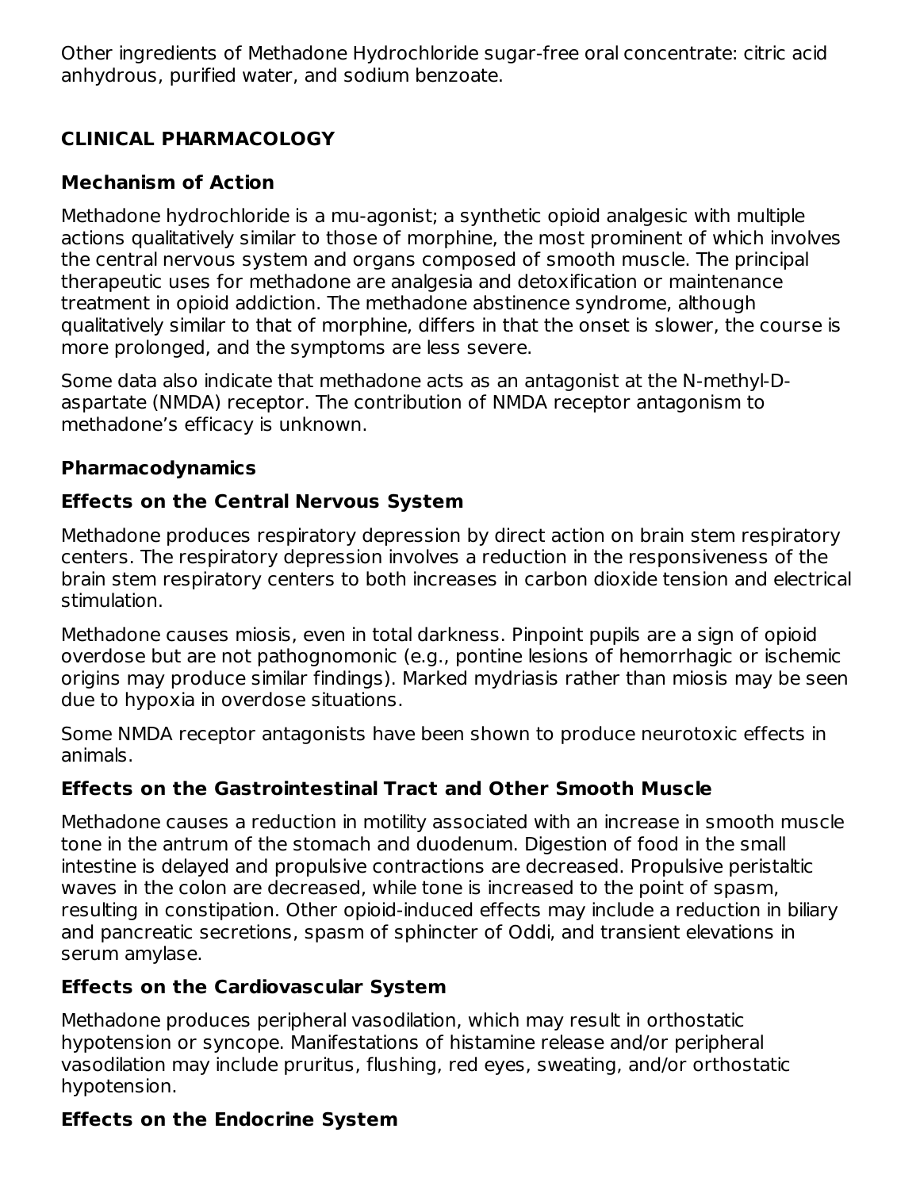Other ingredients of Methadone Hydrochloride sugar-free oral concentrate: citric acid anhydrous, purified water, and sodium benzoate.

## CLINICAL PHARMACOLOGY

### Mechanism of Action

Methadone hydrochloride is a mu-agonist; a synthetic opioid analgesic with multiple actions qualitatively similar to those of morphine, the most prominent of which involves the central nervous system and organs composed of smooth muscle. The principal therapeutic uses for methadone are analgesia and detoxification or maintenance treatment in opioid addiction. The methadone abstinence syndrome, although qualitatively similar to that of morphine, differs in that the onset is slower, the course is more prolonged, and the symptoms are less severe.

Some data also indicate that methadone acts as an antagonist at the N-methyl-D-aspartate (NMDA) receptor. The contribution of NMDA receptor antagonism to methadone's efficacy is unknown.

### Pharmacodynamics

#### Effects on the Central Nervous System

Methadone produces respiratory depression by direct action on brain stem respiratory centers. The respiratory depression involves a reduction in the responsiveness of the brain stem respiratory centers to both increases in carbon dioxide tension and electrical stimulation.

Methadone causes miosis, even in total darkness. Pinpoint pupils are a sign of opioid overdose but are not pathognomonic (e.g., pontine lesions of hemorrhagic or ischemic origins may produce similar findings). Marked mydriasis rather than miosis may be seen due to hypoxia in overdose situations.

Some NMDA receptor antagonists have been shown to produce neurotoxic effects in animals.

#### Effects on the Gastrointestinal Tract and Other Smooth Muscle

Methadone causes a reduction in motility associated with an increase in smooth muscle tone in the antrum of the stomach and duodenum. Digestion of food in the small intestine is delayed and propulsive contractions are decreased. Propulsive peristaltic waves in the colon are decreased, while tone is increased to the point of spasm, resulting in constipation. Other opioid-induced effects may include a reduction in biliary and pancreatic secretions, spasm of sphincter of Oddi, and transient elevations in serum amylase.

#### Effects on the Cardiovascular System

Methadone produces peripheral vasodilation, which may result in orthostatic hypotension or syncope. Manifestations of histamine release and/or peripheral vasodilation may include pruritus, flushing, red eyes, sweating, and/or orthostatic hypotension.

#### Effects on the Endocrine System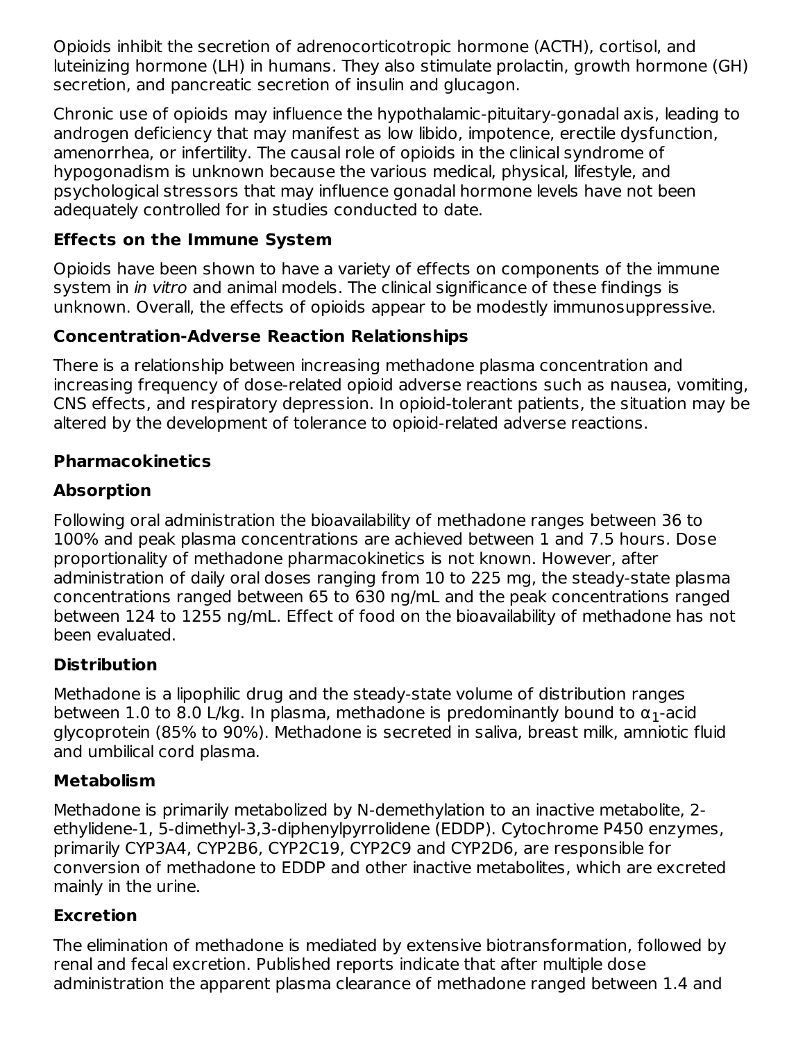Opioids inhibit the secretion of adrenocorticotropic hormone (ACTH), cortisol, and luteinizing hormone (LH) in humans. They also stimulate prolactin, growth hormone (GH) secretion, and pancreatic secretion of insulin and glucagon.

Chronic use of opioids may influence the hypothalamic-pituitary-gonadal axis, leading to androgen deficiency that may manifest as low libido, impotence, erectile dysfunction, amenorrhea, or infertility. The causal role of opioids in the clinical syndrome of hypogonadism is unknown because the various medical, physical, lifestyle, and psychological stressors that may influence gonadal hormone levels have not been adequately controlled for in studies conducted to date.

**Effects on the Immune System**

Opioids have been shown to have a variety of effects on components of the immune system in *in vitro* and animal models. The clinical significance of these findings is unknown. Overall, the effects of opioids appear to be modestly immunosuppressive.

**Concentration-Adverse Reaction Relationships**

There is a relationship between increasing methadone plasma concentration and increasing frequency of dose-related opioid adverse reactions such as nausea, vomiting, CNS effects, and respiratory depression. In opioid-tolerant patients, the situation may be altered by the development of tolerance to opioid-related adverse reactions.

**Pharmacokinetics**

**Absorption**

Following oral administration the bioavailability of methadone ranges between 36 to 100% and peak plasma concentrations are achieved between 1 and 7.5 hours. Dose proportionality of methadone pharmacokinetics is not known. However, after administration of daily oral doses ranging from 10 to 225 mg, the steady-state plasma concentrations ranged between 65 to 630 ng/mL and the peak concentrations ranged between 124 to 1255 ng/mL. Effect of food on the bioavailability of methadone has not been evaluated.

**Distribution**

Methadone is a lipophilic drug and the steady-state volume of distribution ranges between 1.0 to 8.0 L/kg. In plasma, methadone is predominantly bound to $\alpha_1$-acid glycoprotein (85% to 90%). Methadone is secreted in saliva, breast milk, amniotic fluid and umbilical cord plasma.

**Metabolism**

Methadone is primarily metabolized by N-demethylation to an inactive metabolite, 2-ethylidene-1, 5-dimethyl-3,3-diphenylpyrrolidene (EDDP). Cytochrome P450 enzymes, primarily CYP3A4, CYP2B6, CYP2C19, CYP2C9 and CYP2D6, are responsible for conversion of methadone to EDDP and other inactive metabolites, which are excreted mainly in the urine.

**Excretion**

The elimination of methadone is mediated by extensive biotransformation, followed by renal and fecal excretion. Published reports indicate that after multiple dose administration the apparent plasma clearance of methadone ranged between 1.4 and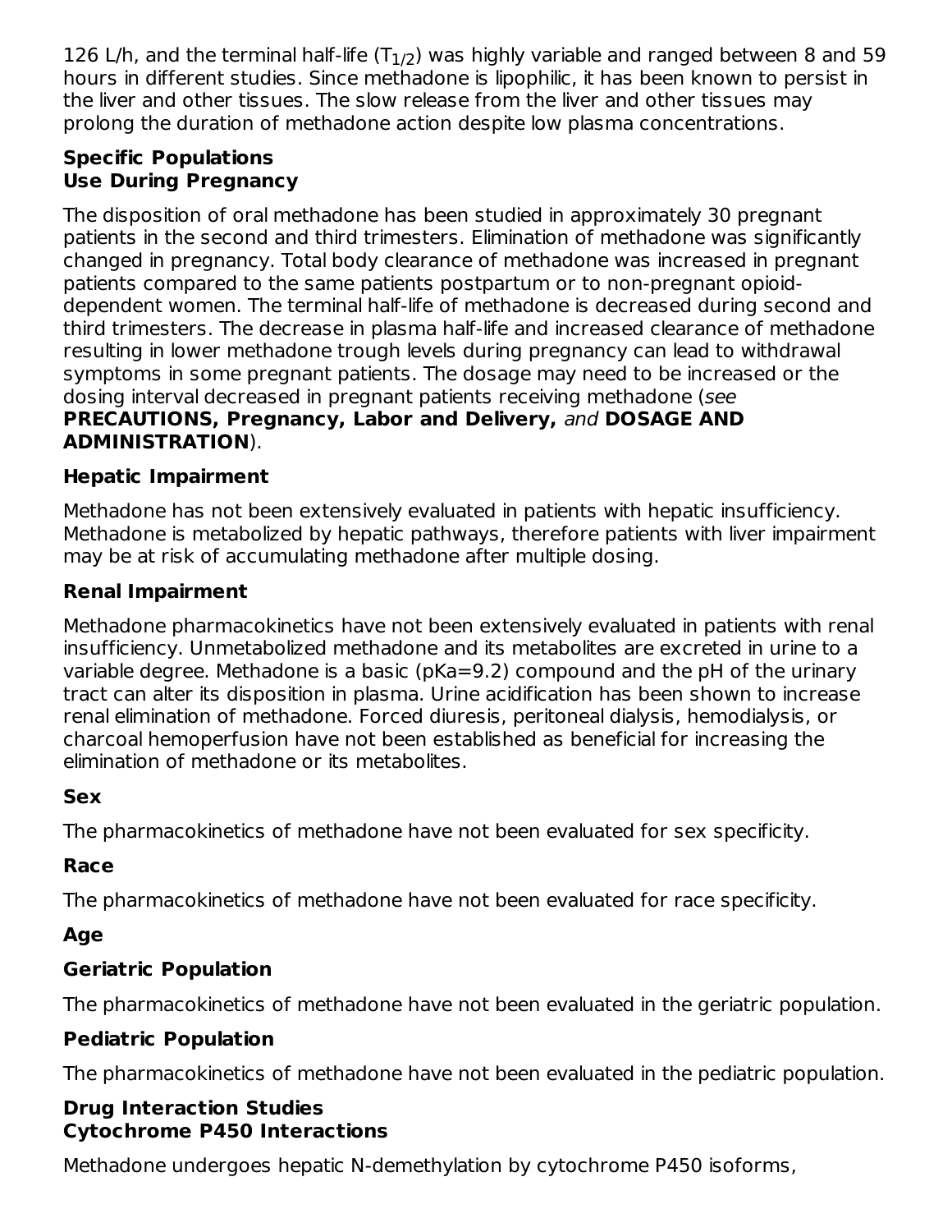126 L/h, and the terminal half-life ($T_{1/2}$) was highly variable and ranged between 8 and 59 hours in different studies. Since methadone is lipophilic, it has been known to persist in the liver and other tissues. The slow release from the liver and other tissues may prolong the duration of methadone action despite low plasma concentrations.

### Specific Populations

#### Use During Pregnancy

The disposition of oral methadone has been studied in approximately 30 pregnant patients in the second and third trimesters. Elimination of methadone was significantly changed in pregnancy. Total body clearance of methadone was increased in pregnant patients compared to the same patients postpartum or to non-pregnant opioid-dependent women. The terminal half-life of methadone is decreased during second and third trimesters. The decrease in plasma half-life and increased clearance of methadone resulting in lower methadone trough levels during pregnancy can lead to withdrawal symptoms in some pregnant patients. The dosage may need to be increased or the dosing interval decreased in pregnant patients receiving methadone (*see* **PRECAUTIONS, Pregnancy, Labor and Delivery,** *and* **DOSAGE AND ADMINISTRATION**).

#### Hepatic Impairment

Methadone has not been extensively evaluated in patients with hepatic insufficiency. Methadone is metabolized by hepatic pathways, therefore patients with liver impairment may be at risk of accumulating methadone after multiple dosing.

#### Renal Impairment

Methadone pharmacokinetics have not been extensively evaluated in patients with renal insufficiency. Unmetabolized methadone and its metabolites are excreted in urine to a variable degree. Methadone is a basic (pKa=9.2) compound and the pH of the urinary tract can alter its disposition in plasma. Urine acidification has been shown to increase renal elimination of methadone. Forced diuresis, peritoneal dialysis, hemodialysis, or charcoal hemoperfusion have not been established as beneficial for increasing the elimination of methadone or its metabolites.

#### Sex

The pharmacokinetics of methadone have not been evaluated for sex specificity.

#### Race

The pharmacokinetics of methadone have not been evaluated for race specificity.

#### Age

#### Geriatric Population

The pharmacokinetics of methadone have not been evaluated in the geriatric population.

#### Pediatric Population

The pharmacokinetics of methadone have not been evaluated in the pediatric population.

### Drug Interaction Studies

#### Cytochrome P450 Interactions

Methadone undergoes hepatic N-demethylation by cytochrome P450 isoforms,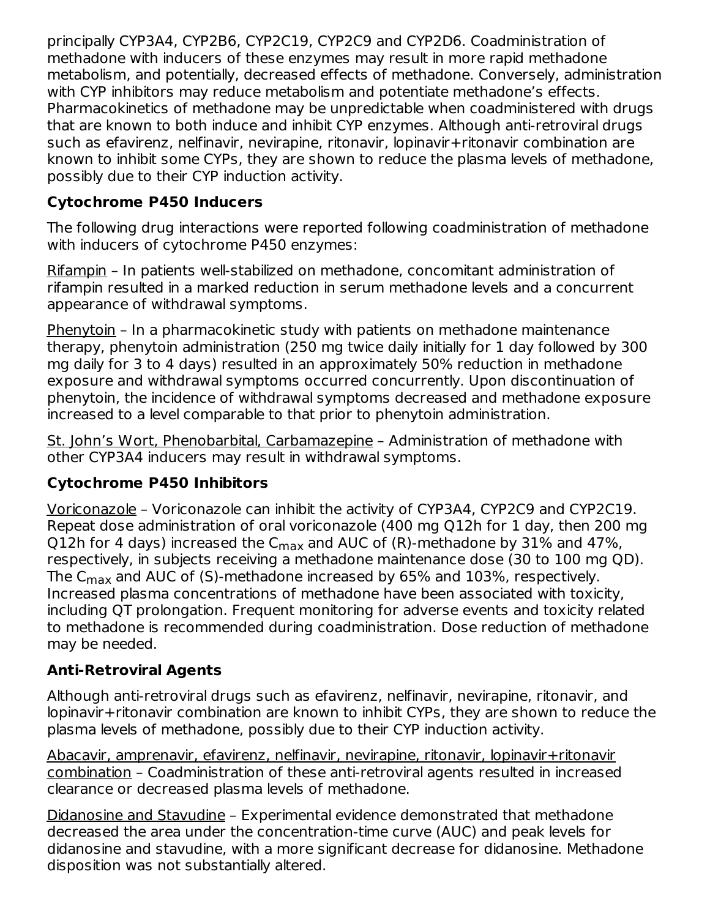principally CYP3A4, CYP2B6, CYP2C19, CYP2C9 and CYP2D6. Coadministration of methadone with inducers of these enzymes may result in more rapid methadone metabolism, and potentially, decreased effects of methadone. Conversely, administration with CYP inhibitors may reduce metabolism and potentiate methadone's effects. Pharmacokinetics of methadone may be unpredictable when coadministered with drugs that are known to both induce and inhibit CYP enzymes. Although anti-retroviral drugs such as efavirenz, nelfinavir, nevirapine, ritonavir, lopinavir+ritonavir combination are known to inhibit some CYPs, they are shown to reduce the plasma levels of methadone, possibly due to their CYP induction activity.

**Cytochrome P450 Inducers**

The following drug interactions were reported following coadministration of methadone with inducers of cytochrome P450 enzymes:

Rifampin – In patients well-stabilized on methadone, concomitant administration of rifampin resulted in a marked reduction in serum methadone levels and a concurrent appearance of withdrawal symptoms.

Phenytoin – In a pharmacokinetic study with patients on methadone maintenance therapy, phenytoin administration (250 mg twice daily initially for 1 day followed by 300 mg daily for 3 to 4 days) resulted in an approximately 50% reduction in methadone exposure and withdrawal symptoms occurred concurrently. Upon discontinuation of phenytoin, the incidence of withdrawal symptoms decreased and methadone exposure increased to a level comparable to that prior to phenytoin administration.

St. John's Wort, Phenobarbital, Carbamazepine – Administration of methadone with other CYP3A4 inducers may result in withdrawal symptoms.

**Cytochrome P450 Inhibitors**

Voriconazole – Voriconazole can inhibit the activity of CYP3A4, CYP2C9 and CYP2C19. Repeat dose administration of oral voriconazole (400 mg Q12h for 1 day, then 200 mg Q12h for 4 days) increased the $C_{max}$ and AUC of (R)-methadone by 31% and 47%, respectively, in subjects receiving a methadone maintenance dose (30 to 100 mg QD). The $C_{max}$ and AUC of (S)-methadone increased by 65% and 103%, respectively. Increased plasma concentrations of methadone have been associated with toxicity, including QT prolongation. Frequent monitoring for adverse events and toxicity related to methadone is recommended during coadministration. Dose reduction of methadone may be needed.

**Anti-Retroviral Agents**

Although anti-retroviral drugs such as efavirenz, nelfinavir, nevirapine, ritonavir, and lopinavir+ritonavir combination are known to inhibit CYPs, they are shown to reduce the plasma levels of methadone, possibly due to their CYP induction activity.

Abacavir, amprenavir, efavirenz, nelfinavir, nevirapine, ritonavir, lopinavir+ritonavir combination – Coadministration of these anti-retroviral agents resulted in increased clearance or decreased plasma levels of methadone.

Didanosine and Stavudine – Experimental evidence demonstrated that methadone decreased the area under the concentration-time curve (AUC) and peak levels for didanosine and stavudine, with a more significant decrease for didanosine. Methadone disposition was not substantially altered.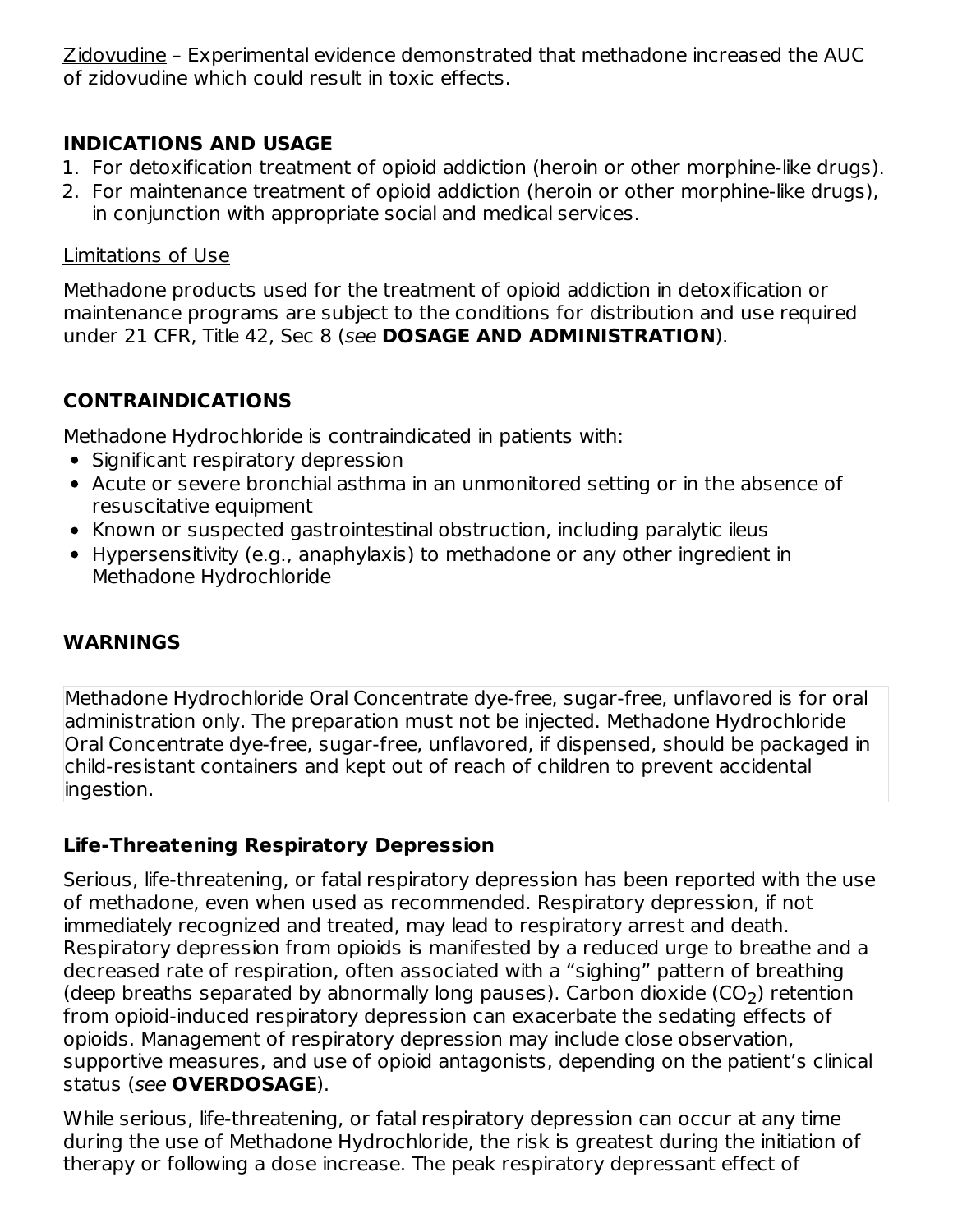Zidovudine – Experimental evidence demonstrated that methadone increased the AUC of zidovudine which could result in toxic effects.

## INDICATIONS AND USAGE

1. For detoxification treatment of opioid addiction (heroin or other morphine-like drugs).
2. For maintenance treatment of opioid addiction (heroin or other morphine-like drugs), in conjunction with appropriate social and medical services.

Limitations of Use

Methadone products used for the treatment of opioid addiction in detoxification or maintenance programs are subject to the conditions for distribution and use required under 21 CFR, Title 42, Sec 8 (*see* **DOSAGE AND ADMINISTRATION**).

## CONTRAINDICATIONS

Methadone Hydrochloride is contraindicated in patients with:

- Significant respiratory depression
- Acute or severe bronchial asthma in an unmonitored setting or in the absence of resuscitative equipment
- Known or suspected gastrointestinal obstruction, including paralytic ileus
- Hypersensitivity (e.g., anaphylaxis) to methadone or any other ingredient in Methadone Hydrochloride

## WARNINGS

Methadone Hydrochloride Oral Concentrate dye-free, sugar-free, unflavored is for oral administration only. The preparation must not be injected. Methadone Hydrochloride Oral Concentrate dye-free, sugar-free, unflavored, if dispensed, should be packaged in child-resistant containers and kept out of reach of children to prevent accidental ingestion.

### Life-Threatening Respiratory Depression

Serious, life-threatening, or fatal respiratory depression has been reported with the use of methadone, even when used as recommended. Respiratory depression, if not immediately recognized and treated, may lead to respiratory arrest and death. Respiratory depression from opioids is manifested by a reduced urge to breathe and a decreased rate of respiration, often associated with a "sighing" pattern of breathing (deep breaths separated by abnormally long pauses). Carbon dioxide ($CO_2$) retention from opioid-induced respiratory depression can exacerbate the sedating effects of opioids. Management of respiratory depression may include close observation, supportive measures, and use of opioid antagonists, depending on the patient's clinical status (*see* **OVERDOSAGE**).

While serious, life-threatening, or fatal respiratory depression can occur at any time during the use of Methadone Hydrochloride, the risk is greatest during the initiation of therapy or following a dose increase. The peak respiratory depressant effect of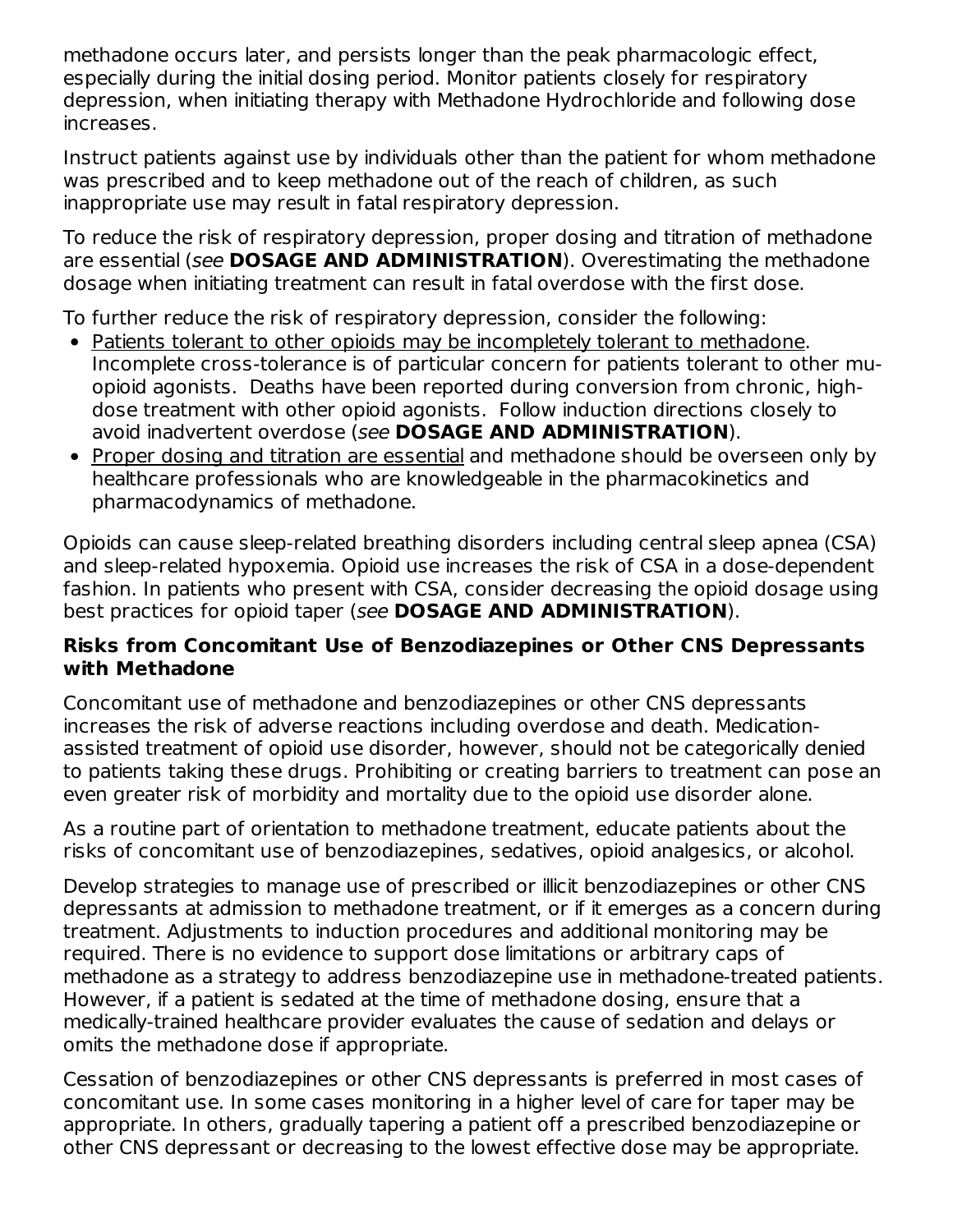methadone occurs later, and persists longer than the peak pharmacologic effect, especially during the initial dosing period. Monitor patients closely for respiratory depression, when initiating therapy with Methadone Hydrochloride and following dose increases.

Instruct patients against use by individuals other than the patient for whom methadone was prescribed and to keep methadone out of the reach of children, as such inappropriate use may result in fatal respiratory depression.

To reduce the risk of respiratory depression, proper dosing and titration of methadone are essential (*see* **DOSAGE AND ADMINISTRATION**). Overestimating the methadone dosage when initiating treatment can result in fatal overdose with the first dose.

To further reduce the risk of respiratory depression, consider the following:

- Patients tolerant to other opioids may be incompletely tolerant to methadone. Incomplete cross-tolerance is of particular concern for patients tolerant to other mu-opioid agonists. Deaths have been reported during conversion from chronic, high-dose treatment with other opioid agonists. Follow induction directions closely to avoid inadvertent overdose (*see* **DOSAGE AND ADMINISTRATION**).
- Proper dosing and titration are essential and methadone should be overseen only by healthcare professionals who are knowledgeable in the pharmacokinetics and pharmacodynamics of methadone.

Opioids can cause sleep-related breathing disorders including central sleep apnea (CSA) and sleep-related hypoxemia. Opioid use increases the risk of CSA in a dose-dependent fashion. In patients who present with CSA, consider decreasing the opioid dosage using best practices for opioid taper (*see* **DOSAGE AND ADMINISTRATION**).

**Risks from Concomitant Use of Benzodiazepines or Other CNS Depressants with Methadone**

Concomitant use of methadone and benzodiazepines or other CNS depressants increases the risk of adverse reactions including overdose and death. Medication-assisted treatment of opioid use disorder, however, should not be categorically denied to patients taking these drugs. Prohibiting or creating barriers to treatment can pose an even greater risk of morbidity and mortality due to the opioid use disorder alone.

As a routine part of orientation to methadone treatment, educate patients about the risks of concomitant use of benzodiazepines, sedatives, opioid analgesics, or alcohol.

Develop strategies to manage use of prescribed or illicit benzodiazepines or other CNS depressants at admission to methadone treatment, or if it emerges as a concern during treatment. Adjustments to induction procedures and additional monitoring may be required. There is no evidence to support dose limitations or arbitrary caps of methadone as a strategy to address benzodiazepine use in methadone-treated patients. However, if a patient is sedated at the time of methadone dosing, ensure that a medically-trained healthcare provider evaluates the cause of sedation and delays or omits the methadone dose if appropriate.

Cessation of benzodiazepines or other CNS depressants is preferred in most cases of concomitant use. In some cases monitoring in a higher level of care for taper may be appropriate. In others, gradually tapering a patient off a prescribed benzodiazepine or other CNS depressant or decreasing to the lowest effective dose may be appropriate.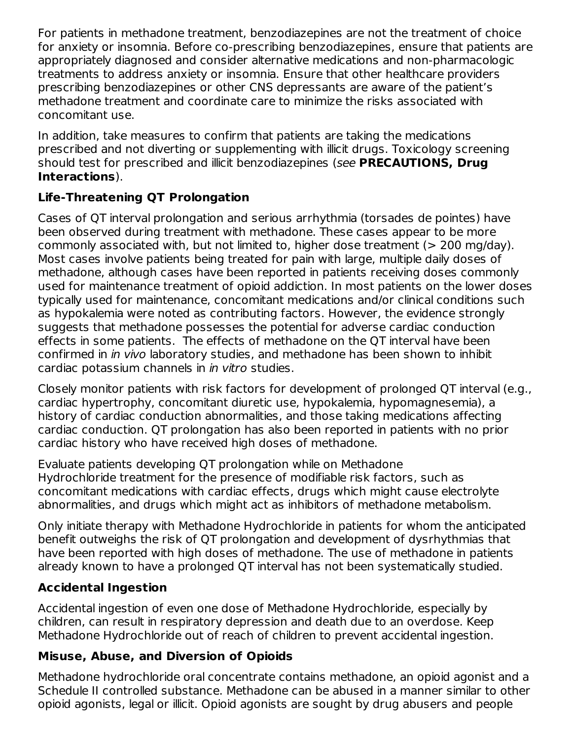For patients in methadone treatment, benzodiazepines are not the treatment of choice for anxiety or insomnia. Before co-prescribing benzodiazepines, ensure that patients are appropriately diagnosed and consider alternative medications and non-pharmacologic treatments to address anxiety or insomnia. Ensure that other healthcare providers prescribing benzodiazepines or other CNS depressants are aware of the patient's methadone treatment and coordinate care to minimize the risks associated with concomitant use.

In addition, take measures to confirm that patients are taking the medications prescribed and not diverting or supplementing with illicit drugs. Toxicology screening should test for prescribed and illicit benzodiazepines (*see* **PRECAUTIONS, Drug Interactions**).

### Life-Threatening QT Prolongation

Cases of QT interval prolongation and serious arrhythmia (torsades de pointes) have been observed during treatment with methadone. These cases appear to be more commonly associated with, but not limited to, higher dose treatment (> 200 mg/day). Most cases involve patients being treated for pain with large, multiple daily doses of methadone, although cases have been reported in patients receiving doses commonly used for maintenance treatment of opioid addiction. In most patients on the lower doses typically used for maintenance, concomitant medications and/or clinical conditions such as hypokalemia were noted as contributing factors. However, the evidence strongly suggests that methadone possesses the potential for adverse cardiac conduction effects in some patients. The effects of methadone on the QT interval have been confirmed in *in vivo* laboratory studies, and methadone has been shown to inhibit cardiac potassium channels in *in vitro* studies.

Closely monitor patients with risk factors for development of prolonged QT interval (e.g., cardiac hypertrophy, concomitant diuretic use, hypokalemia, hypomagnesemia), a history of cardiac conduction abnormalities, and those taking medications affecting cardiac conduction. QT prolongation has also been reported in patients with no prior cardiac history who have received high doses of methadone.

Evaluate patients developing QT prolongation while on Methadone Hydrochloride treatment for the presence of modifiable risk factors, such as concomitant medications with cardiac effects, drugs which might cause electrolyte abnormalities, and drugs which might act as inhibitors of methadone metabolism.

Only initiate therapy with Methadone Hydrochloride in patients for whom the anticipated benefit outweighs the risk of QT prolongation and development of dysrhythmias that have been reported with high doses of methadone. The use of methadone in patients already known to have a prolonged QT interval has not been systematically studied.

### Accidental Ingestion

Accidental ingestion of even one dose of Methadone Hydrochloride, especially by children, can result in respiratory depression and death due to an overdose. Keep Methadone Hydrochloride out of reach of children to prevent accidental ingestion.

### Misuse, Abuse, and Diversion of Opioids

Methadone hydrochloride oral concentrate contains methadone, an opioid agonist and a Schedule II controlled substance. Methadone can be abused in a manner similar to other opioid agonists, legal or illicit. Opioid agonists are sought by drug abusers and people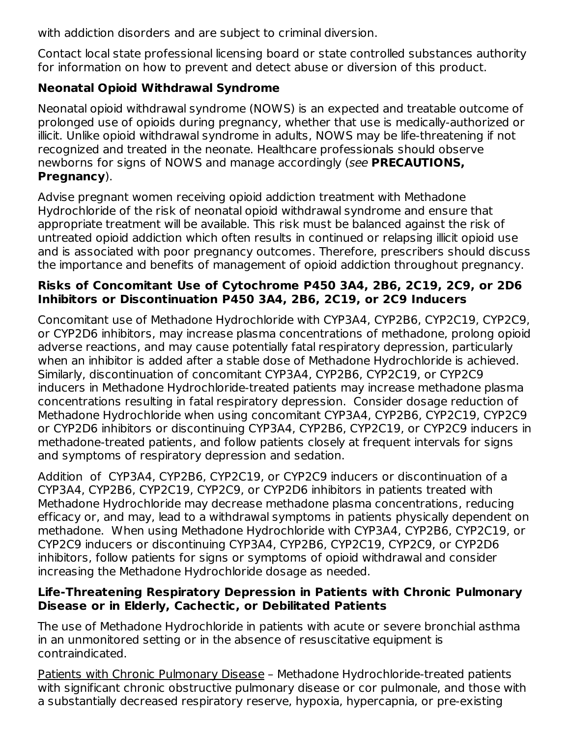with addiction disorders and are subject to criminal diversion.

Contact local state professional licensing board or state controlled substances authority for information on how to prevent and detect abuse or diversion of this product.

**Neonatal Opioid Withdrawal Syndrome**

Neonatal opioid withdrawal syndrome (NOWS) is an expected and treatable outcome of prolonged use of opioids during pregnancy, whether that use is medically-authorized or illicit. Unlike opioid withdrawal syndrome in adults, NOWS may be life-threatening if not recognized and treated in the neonate. Healthcare professionals should observe newborns for signs of NOWS and manage accordingly (*see* **PRECAUTIONS, Pregnancy**).

Advise pregnant women receiving opioid addiction treatment with Methadone Hydrochloride of the risk of neonatal opioid withdrawal syndrome and ensure that appropriate treatment will be available. This risk must be balanced against the risk of untreated opioid addiction which often results in continued or relapsing illicit opioid use and is associated with poor pregnancy outcomes. Therefore, prescribers should discuss the importance and benefits of management of opioid addiction throughout pregnancy.

**Risks of Concomitant Use of Cytochrome P450 3A4, 2B6, 2C19, 2C9, or 2D6 Inhibitors or Discontinuation P450 3A4, 2B6, 2C19, or 2C9 Inducers**

Concomitant use of Methadone Hydrochloride with CYP3A4, CYP2B6, CYP2C19, CYP2C9, or CYP2D6 inhibitors, may increase plasma concentrations of methadone, prolong opioid adverse reactions, and may cause potentially fatal respiratory depression, particularly when an inhibitor is added after a stable dose of Methadone Hydrochloride is achieved. Similarly, discontinuation of concomitant CYP3A4, CYP2B6, CYP2C19, or CYP2C9 inducers in Methadone Hydrochloride-treated patients may increase methadone plasma concentrations resulting in fatal respiratory depression. Consider dosage reduction of Methadone Hydrochloride when using concomitant CYP3A4, CYP2B6, CYP2C19, CYP2C9 or CYP2D6 inhibitors or discontinuing CYP3A4, CYP2B6, CYP2C19, or CYP2C9 inducers in methadone-treated patients, and follow patients closely at frequent intervals for signs and symptoms of respiratory depression and sedation.

Addition of CYP3A4, CYP2B6, CYP2C19, or CYP2C9 inducers or discontinuation of a CYP3A4, CYP2B6, CYP2C19, CYP2C9, or CYP2D6 inhibitors in patients treated with Methadone Hydrochloride may decrease methadone plasma concentrations, reducing efficacy or, and may, lead to a withdrawal symptoms in patients physically dependent on methadone. When using Methadone Hydrochloride with CYP3A4, CYP2B6, CYP2C19, or CYP2C9 inducers or discontinuing CYP3A4, CYP2B6, CYP2C19, CYP2C9, or CYP2D6 inhibitors, follow patients for signs or symptoms of opioid withdrawal and consider increasing the Methadone Hydrochloride dosage as needed.

**Life-Threatening Respiratory Depression in Patients with Chronic Pulmonary Disease or in Elderly, Cachectic, or Debilitated Patients**

The use of Methadone Hydrochloride in patients with acute or severe bronchial asthma in an unmonitored setting or in the absence of resuscitative equipment is contraindicated.

Patients with Chronic Pulmonary Disease – Methadone Hydrochloride-treated patients with significant chronic obstructive pulmonary disease or cor pulmonale, and those with a substantially decreased respiratory reserve, hypoxia, hypercapnia, or pre-existing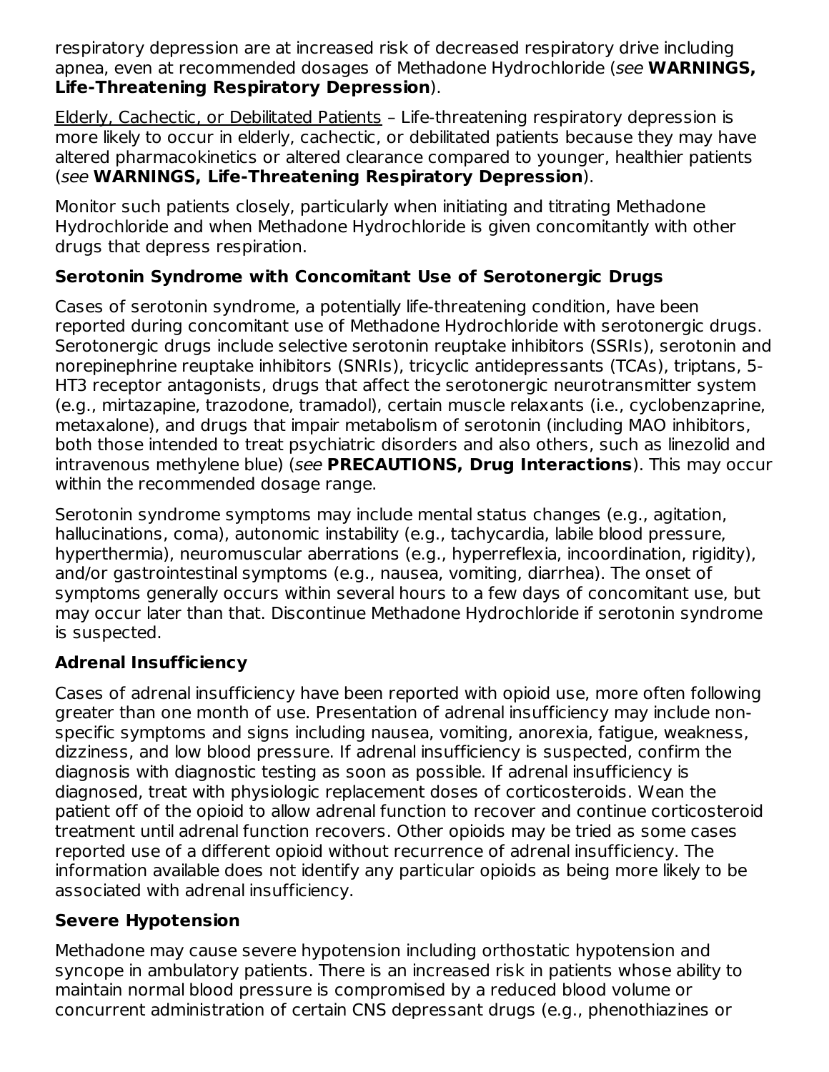respiratory depression are at increased risk of decreased respiratory drive including apnea, even at recommended dosages of Methadone Hydrochloride (*see* **WARNINGS, Life-Threatening Respiratory Depression**).

Elderly, Cachectic, or Debilitated Patients – Life-threatening respiratory depression is more likely to occur in elderly, cachectic, or debilitated patients because they may have altered pharmacokinetics or altered clearance compared to younger, healthier patients (*see* **WARNINGS, Life-Threatening Respiratory Depression**).

Monitor such patients closely, particularly when initiating and titrating Methadone Hydrochloride and when Methadone Hydrochloride is given concomitantly with other drugs that depress respiration.

### Serotonin Syndrome with Concomitant Use of Serotonergic Drugs

Cases of serotonin syndrome, a potentially life-threatening condition, have been reported during concomitant use of Methadone Hydrochloride with serotonergic drugs. Serotonergic drugs include selective serotonin reuptake inhibitors (SSRIs), serotonin and norepinephrine reuptake inhibitors (SNRIs), tricyclic antidepressants (TCAs), triptans, 5-HT3 receptor antagonists, drugs that affect the serotonergic neurotransmitter system (e.g., mirtazapine, trazodone, tramadol), certain muscle relaxants (i.e., cyclobenzaprine, metaxalone), and drugs that impair metabolism of serotonin (including MAO inhibitors, both those intended to treat psychiatric disorders and also others, such as linezolid and intravenous methylene blue) (*see* **PRECAUTIONS, Drug Interactions**). This may occur within the recommended dosage range.

Serotonin syndrome symptoms may include mental status changes (e.g., agitation, hallucinations, coma), autonomic instability (e.g., tachycardia, labile blood pressure, hyperthermia), neuromuscular aberrations (e.g., hyperreflexia, incoordination, rigidity), and/or gastrointestinal symptoms (e.g., nausea, vomiting, diarrhea). The onset of symptoms generally occurs within several hours to a few days of concomitant use, but may occur later than that. Discontinue Methadone Hydrochloride if serotonin syndrome is suspected.

### Adrenal Insufficiency

Cases of adrenal insufficiency have been reported with opioid use, more often following greater than one month of use. Presentation of adrenal insufficiency may include non-specific symptoms and signs including nausea, vomiting, anorexia, fatigue, weakness, dizziness, and low blood pressure. If adrenal insufficiency is suspected, confirm the diagnosis with diagnostic testing as soon as possible. If adrenal insufficiency is diagnosed, treat with physiologic replacement doses of corticosteroids. Wean the patient off of the opioid to allow adrenal function to recover and continue corticosteroid treatment until adrenal function recovers. Other opioids may be tried as some cases reported use of a different opioid without recurrence of adrenal insufficiency. The information available does not identify any particular opioids as being more likely to be associated with adrenal insufficiency.

### Severe Hypotension

Methadone may cause severe hypotension including orthostatic hypotension and syncope in ambulatory patients. There is an increased risk in patients whose ability to maintain normal blood pressure is compromised by a reduced blood volume or concurrent administration of certain CNS depressant drugs (e.g., phenothiazines or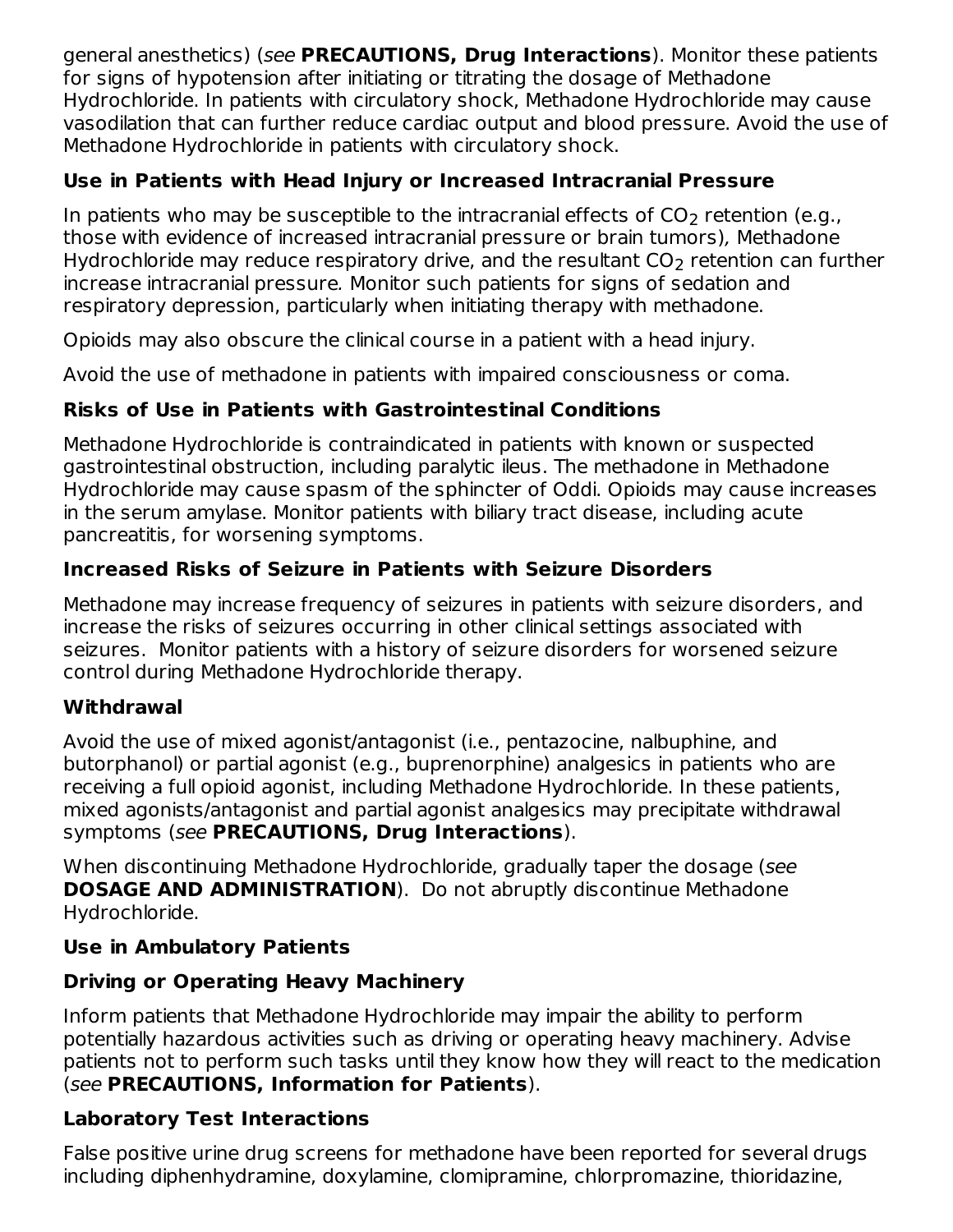general anesthetics) (*see* **PRECAUTIONS, Drug Interactions**). Monitor these patients for signs of hypotension after initiating or titrating the dosage of Methadone Hydrochloride. In patients with circulatory shock, Methadone Hydrochloride may cause vasodilation that can further reduce cardiac output and blood pressure. Avoid the use of Methadone Hydrochloride in patients with circulatory shock.

**Use in Patients with Head Injury or Increased Intracranial Pressure**

In patients who may be susceptible to the intracranial effects of $CO_2$ retention (e.g., those with evidence of increased intracranial pressure or brain tumors), Methadone Hydrochloride may reduce respiratory drive, and the resultant $CO_2$ retention can further increase intracranial pressure. Monitor such patients for signs of sedation and respiratory depression, particularly when initiating therapy with methadone.

Opioids may also obscure the clinical course in a patient with a head injury.

Avoid the use of methadone in patients with impaired consciousness or coma.

**Risks of Use in Patients with Gastrointestinal Conditions**

Methadone Hydrochloride is contraindicated in patients with known or suspected gastrointestinal obstruction, including paralytic ileus. The methadone in Methadone Hydrochloride may cause spasm of the sphincter of Oddi. Opioids may cause increases in the serum amylase. Monitor patients with biliary tract disease, including acute pancreatitis, for worsening symptoms.

**Increased Risks of Seizure in Patients with Seizure Disorders**

Methadone may increase frequency of seizures in patients with seizure disorders, and increase the risks of seizures occurring in other clinical settings associated with seizures. Monitor patients with a history of seizure disorders for worsened seizure control during Methadone Hydrochloride therapy.

**Withdrawal**

Avoid the use of mixed agonist/antagonist (i.e., pentazocine, nalbuphine, and butorphanol) or partial agonist (e.g., buprenorphine) analgesics in patients who are receiving a full opioid agonist, including Methadone Hydrochloride. In these patients, mixed agonists/antagonist and partial agonist analgesics may precipitate withdrawal symptoms (*see* **PRECAUTIONS, Drug Interactions**).

When discontinuing Methadone Hydrochloride, gradually taper the dosage (*see* **DOSAGE AND ADMINISTRATION**). Do not abruptly discontinue Methadone Hydrochloride.

**Use in Ambulatory Patients**

**Driving or Operating Heavy Machinery**

Inform patients that Methadone Hydrochloride may impair the ability to perform potentially hazardous activities such as driving or operating heavy machinery. Advise patients not to perform such tasks until they know how they will react to the medication (*see* **PRECAUTIONS, Information for Patients**).

**Laboratory Test Interactions**

False positive urine drug screens for methadone have been reported for several drugs including diphenhydramine, doxylamine, clomipramine, chlorpromazine, thioridazine,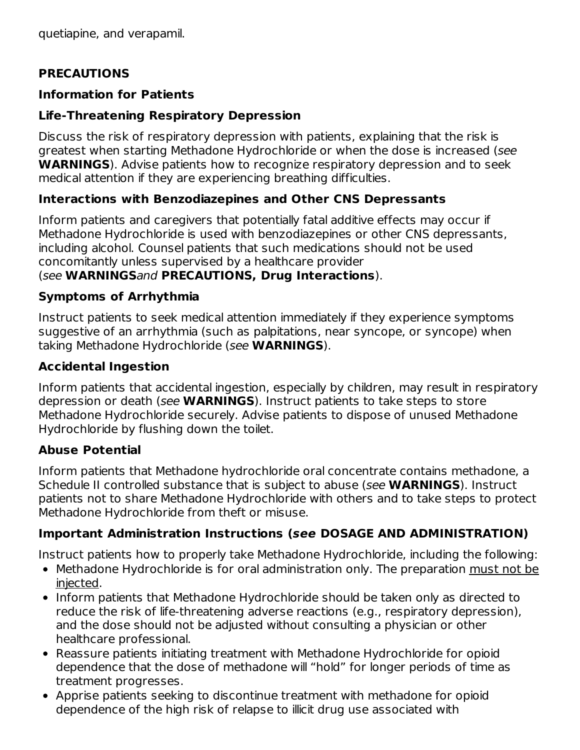quetiapine, and verapamil.

## PRECAUTIONS

### Information for Patients

#### Life-Threatening Respiratory Depression

Discuss the risk of respiratory depression with patients, explaining that the risk is greatest when starting Methadone Hydrochloride or when the dose is increased (*see* **WARNINGS**). Advise patients how to recognize respiratory depression and to seek medical attention if they are experiencing breathing difficulties.

#### Interactions with Benzodiazepines and Other CNS Depressants

Inform patients and caregivers that potentially fatal additive effects may occur if Methadone Hydrochloride is used with benzodiazepines or other CNS depressants, including alcohol. Counsel patients that such medications should not be used concomitantly unless supervised by a healthcare provider (*see* **WARNINGS***and* **PRECAUTIONS, Drug Interactions**).

#### Symptoms of Arrhythmia

Instruct patients to seek medical attention immediately if they experience symptoms suggestive of an arrhythmia (such as palpitations, near syncope, or syncope) when taking Methadone Hydrochloride (*see* **WARNINGS**).

#### Accidental Ingestion

Inform patients that accidental ingestion, especially by children, may result in respiratory depression or death (*see* **WARNINGS**). Instruct patients to take steps to store Methadone Hydrochloride securely. Advise patients to dispose of unused Methadone Hydrochloride by flushing down the toilet.

#### Abuse Potential

Inform patients that Methadone hydrochloride oral concentrate contains methadone, a Schedule II controlled substance that is subject to abuse (*see* **WARNINGS**). Instruct patients not to share Methadone Hydrochloride with others and to take steps to protect Methadone Hydrochloride from theft or misuse.

#### Important Administration Instructions (*see* DOSAGE AND ADMINISTRATION)

Instruct patients how to properly take Methadone Hydrochloride, including the following:

- Methadone Hydrochloride is for oral administration only. The preparation <u>must not be injected</u>.
- Inform patients that Methadone Hydrochloride should be taken only as directed to reduce the risk of life-threatening adverse reactions (e.g., respiratory depression), and the dose should not be adjusted without consulting a physician or other healthcare professional.
- Reassure patients initiating treatment with Methadone Hydrochloride for opioid dependence that the dose of methadone will "hold" for longer periods of time as treatment progresses.
- Apprise patients seeking to discontinue treatment with methadone for opioid dependence of the high risk of relapse to illicit drug use associated with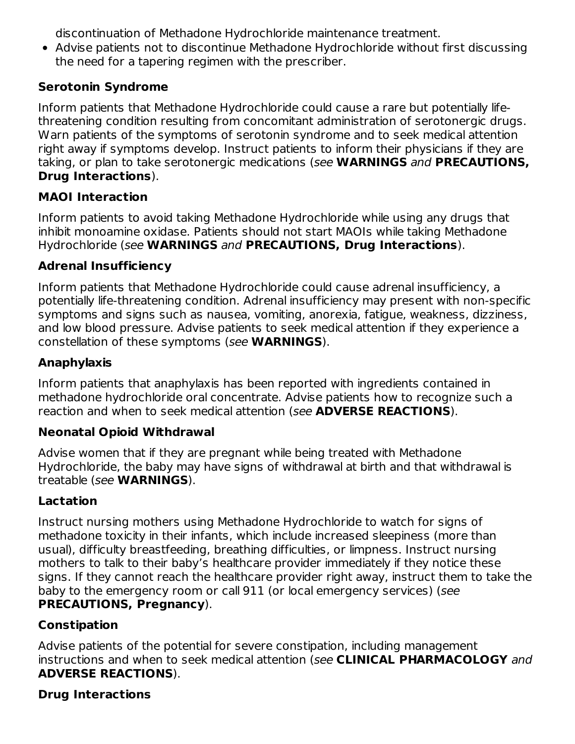discontinuation of Methadone Hydrochloride maintenance treatment.

- Advise patients not to discontinue Methadone Hydrochloride without first discussing the need for a tapering regimen with the prescriber.

**Serotonin Syndrome**

Inform patients that Methadone Hydrochloride could cause a rare but potentially life-threatening condition resulting from concomitant administration of serotonergic drugs. Warn patients of the symptoms of serotonin syndrome and to seek medical attention right away if symptoms develop. Instruct patients to inform their physicians if they are taking, or plan to take serotonergic medications (*see* **WARNINGS** *and* **PRECAUTIONS, Drug Interactions**).

**MAOI Interaction**

Inform patients to avoid taking Methadone Hydrochloride while using any drugs that inhibit monoamine oxidase. Patients should not start MAOIs while taking Methadone Hydrochloride (*see* **WARNINGS** *and* **PRECAUTIONS, Drug Interactions**).

**Adrenal Insufficiency**

Inform patients that Methadone Hydrochloride could cause adrenal insufficiency, a potentially life-threatening condition. Adrenal insufficiency may present with non-specific symptoms and signs such as nausea, vomiting, anorexia, fatigue, weakness, dizziness, and low blood pressure. Advise patients to seek medical attention if they experience a constellation of these symptoms (*see* **WARNINGS**).

**Anaphylaxis**

Inform patients that anaphylaxis has been reported with ingredients contained in methadone hydrochloride oral concentrate. Advise patients how to recognize such a reaction and when to seek medical attention (*see* **ADVERSE REACTIONS**).

**Neonatal Opioid Withdrawal**

Advise women that if they are pregnant while being treated with Methadone Hydrochloride, the baby may have signs of withdrawal at birth and that withdrawal is treatable (*see* **WARNINGS**).

**Lactation**

Instruct nursing mothers using Methadone Hydrochloride to watch for signs of methadone toxicity in their infants, which include increased sleepiness (more than usual), difficulty breastfeeding, breathing difficulties, or limpness. Instruct nursing mothers to talk to their baby's healthcare provider immediately if they notice these signs. If they cannot reach the healthcare provider right away, instruct them to take the baby to the emergency room or call 911 (or local emergency services) (*see* **PRECAUTIONS, Pregnancy**).

**Constipation**

Advise patients of the potential for severe constipation, including management instructions and when to seek medical attention (*see* **CLINICAL PHARMACOLOGY** *and* **ADVERSE REACTIONS**).

**Drug Interactions**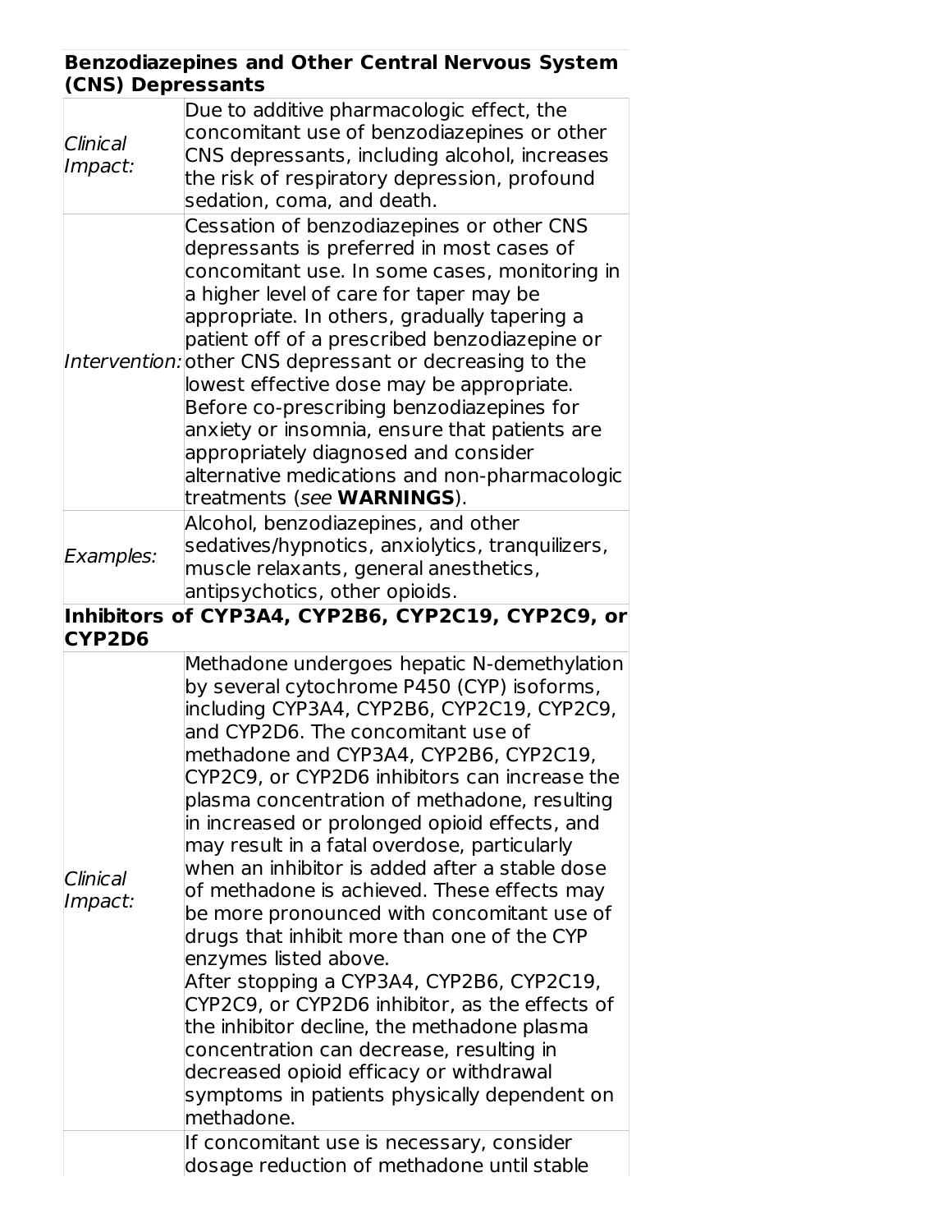| **Benzodiazepines and Other Central Nervous System (CNS) Depressants** | |
|---|---|
| *Clinical Impact:* | Due to additive pharmacologic effect, the concomitant use of benzodiazepines or other CNS depressants, including alcohol, increases the risk of respiratory depression, profound sedation, coma, and death. |
| *Intervention:* | Cessation of benzodiazepines or other CNS depressants is preferred in most cases of concomitant use. In some cases, monitoring in a higher level of care for taper may be appropriate. In others, gradually tapering a patient off of a prescribed benzodiazepine or other CNS depressant or decreasing to the lowest effective dose may be appropriate. Before co-prescribing benzodiazepines for anxiety or insomnia, ensure that patients are appropriately diagnosed and consider alternative medications and non-pharmacologic treatments (*see* **WARNINGS**). |
| *Examples:* | Alcohol, benzodiazepines, and other sedatives/hypnotics, anxiolytics, tranquilizers, muscle relaxants, general anesthetics, antipsychotics, other opioids. |
| **Inhibitors of CYP3A4, CYP2B6, CYP2C19, CYP2C9, or CYP2D6** | |
| *Clinical Impact:* | Methadone undergoes hepatic N-demethylation by several cytochrome P450 (CYP) isoforms, including CYP3A4, CYP2B6, CYP2C19, CYP2C9, and CYP2D6. The concomitant use of methadone and CYP3A4, CYP2B6, CYP2C19, CYP2C9, or CYP2D6 inhibitors can increase the plasma concentration of methadone, resulting in increased or prolonged opioid effects, and may result in a fatal overdose, particularly when an inhibitor is added after a stable dose of methadone is achieved. These effects may be more pronounced with concomitant use of drugs that inhibit more than one of the CYP enzymes listed above. After stopping a CYP3A4, CYP2B6, CYP2C19, CYP2C9, or CYP2D6 inhibitor, as the effects of the inhibitor decline, the methadone plasma concentration can decrease, resulting in decreased opioid efficacy or withdrawal symptoms in patients physically dependent on methadone. |
| | If concomitant use is necessary, consider dosage reduction of methadone until stable |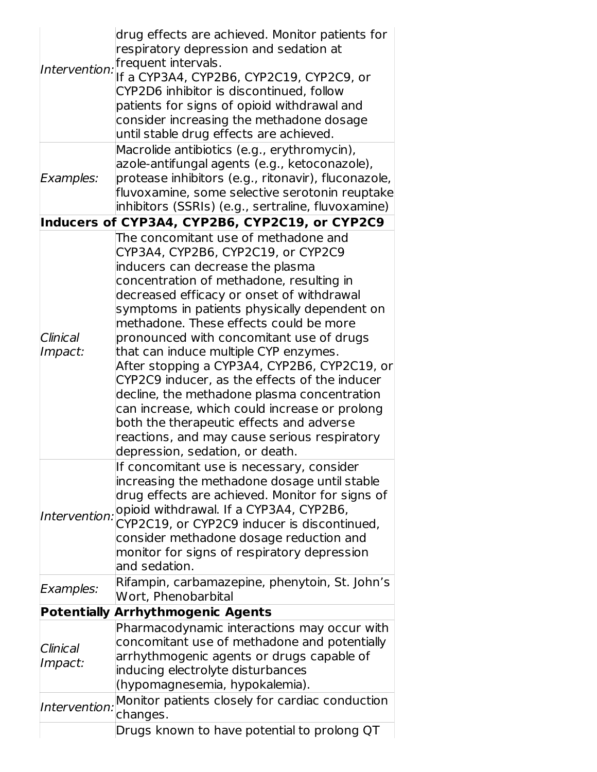| | |
|---|---|
| *Intervention:* | drug effects are achieved. Monitor patients for respiratory depression and sedation at frequent intervals. If a CYP3A4, CYP2B6, CYP2C19, CYP2C9, or CYP2D6 inhibitor is discontinued, follow patients for signs of opioid withdrawal and consider increasing the methadone dosage until stable drug effects are achieved. |
| *Examples:* | Macrolide antibiotics (e.g., erythromycin), azole-antifungal agents (e.g., ketoconazole), protease inhibitors (e.g., ritonavir), fluconazole, fluvoxamine, some selective serotonin reuptake inhibitors (SSRIs) (e.g., sertraline, fluvoxamine) |
| **Inducers of CYP3A4, CYP2B6, CYP2C19, or CYP2C9** | |
| *Clinical Impact:* | The concomitant use of methadone and CYP3A4, CYP2B6, CYP2C19, or CYP2C9 inducers can decrease the plasma concentration of methadone, resulting in decreased efficacy or onset of withdrawal symptoms in patients physically dependent on methadone. These effects could be more pronounced with concomitant use of drugs that can induce multiple CYP enzymes. After stopping a CYP3A4, CYP2B6, CYP2C19, or CYP2C9 inducer, as the effects of the inducer decline, the methadone plasma concentration can increase, which could increase or prolong both the therapeutic effects and adverse reactions, and may cause serious respiratory depression, sedation, or death. |
| *Intervention:* | If concomitant use is necessary, consider increasing the methadone dosage until stable drug effects are achieved. Monitor for signs of opioid withdrawal. If a CYP3A4, CYP2B6, CYP2C19, or CYP2C9 inducer is discontinued, consider methadone dosage reduction and monitor for signs of respiratory depression and sedation. |
| *Examples:* | Rifampin, carbamazepine, phenytoin, St. John's Wort, Phenobarbital |
| **Potentially Arrhythmogenic Agents** | |
| *Clinical Impact:* | Pharmacodynamic interactions may occur with concomitant use of methadone and potentially arrhythmogenic agents or drugs capable of inducing electrolyte disturbances (hypomagnesemia, hypokalemia). |
| *Intervention:* | Monitor patients closely for cardiac conduction changes. |
| | Drugs known to have potential to prolong QT |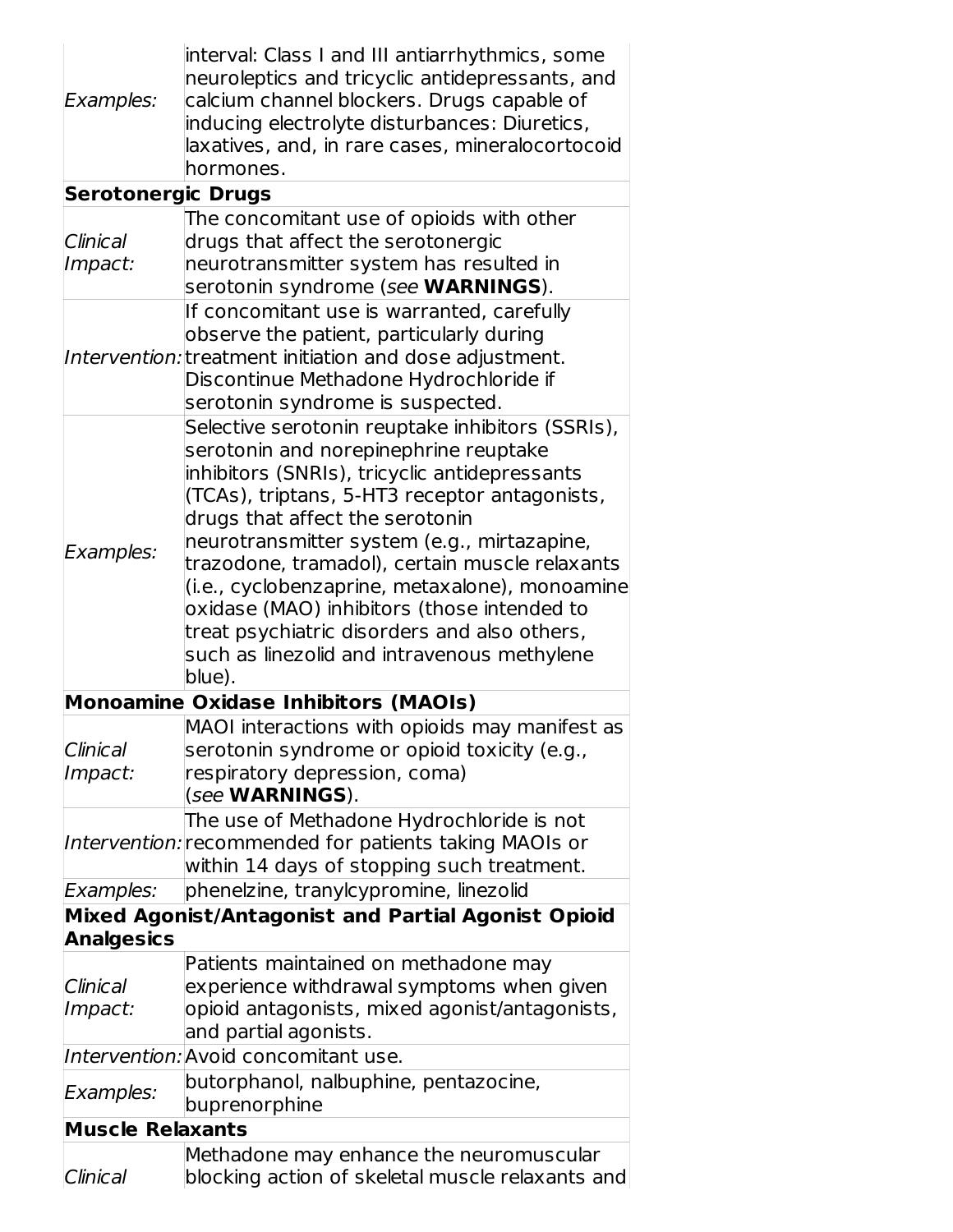| | |
|---|---|
| *Examples:* | interval: Class I and III antiarrhythmics, some neuroleptics and tricyclic antidepressants, and calcium channel blockers. Drugs capable of inducing electrolyte disturbances: Diuretics, laxatives, and, in rare cases, mineralocortocoid hormones. |
| **Serotonergic Drugs** | |
| *Clinical Impact:* | The concomitant use of opioids with other drugs that affect the serotonergic neurotransmitter system has resulted in serotonin syndrome (*see* **WARNINGS**). |
| *Intervention:* | If concomitant use is warranted, carefully observe the patient, particularly during treatment initiation and dose adjustment. Discontinue Methadone Hydrochloride if serotonin syndrome is suspected. |
| *Examples:* | Selective serotonin reuptake inhibitors (SSRIs), serotonin and norepinephrine reuptake inhibitors (SNRIs), tricyclic antidepressants (TCAs), triptans, 5-HT3 receptor antagonists, drugs that affect the serotonin neurotransmitter system (e.g., mirtazapine, trazodone, tramadol), certain muscle relaxants (i.e., cyclobenzaprine, metaxalone), monoamine oxidase (MAO) inhibitors (those intended to treat psychiatric disorders and also others, such as linezolid and intravenous methylene blue). |
| **Monoamine Oxidase Inhibitors (MAOIs)** | |
| *Clinical Impact:* | MAOI interactions with opioids may manifest as serotonin syndrome or opioid toxicity (e.g., respiratory depression, coma) (*see* **WARNINGS**). |
| *Intervention:* | The use of Methadone Hydrochloride is not recommended for patients taking MAOIs or within 14 days of stopping such treatment. |
| *Examples:* | phenelzine, tranylcypromine, linezolid |
| **Mixed Agonist/Antagonist and Partial Agonist Opioid Analgesics** | |
| *Clinical Impact:* | Patients maintained on methadone may experience withdrawal symptoms when given opioid antagonists, mixed agonist/antagonists, and partial agonists. |
| *Intervention:* | Avoid concomitant use. |
| *Examples:* | butorphanol, nalbuphine, pentazocine, buprenorphine |
| **Muscle Relaxants** | |
| *Clinical* | Methadone may enhance the neuromuscular blocking action of skeletal muscle relaxants and |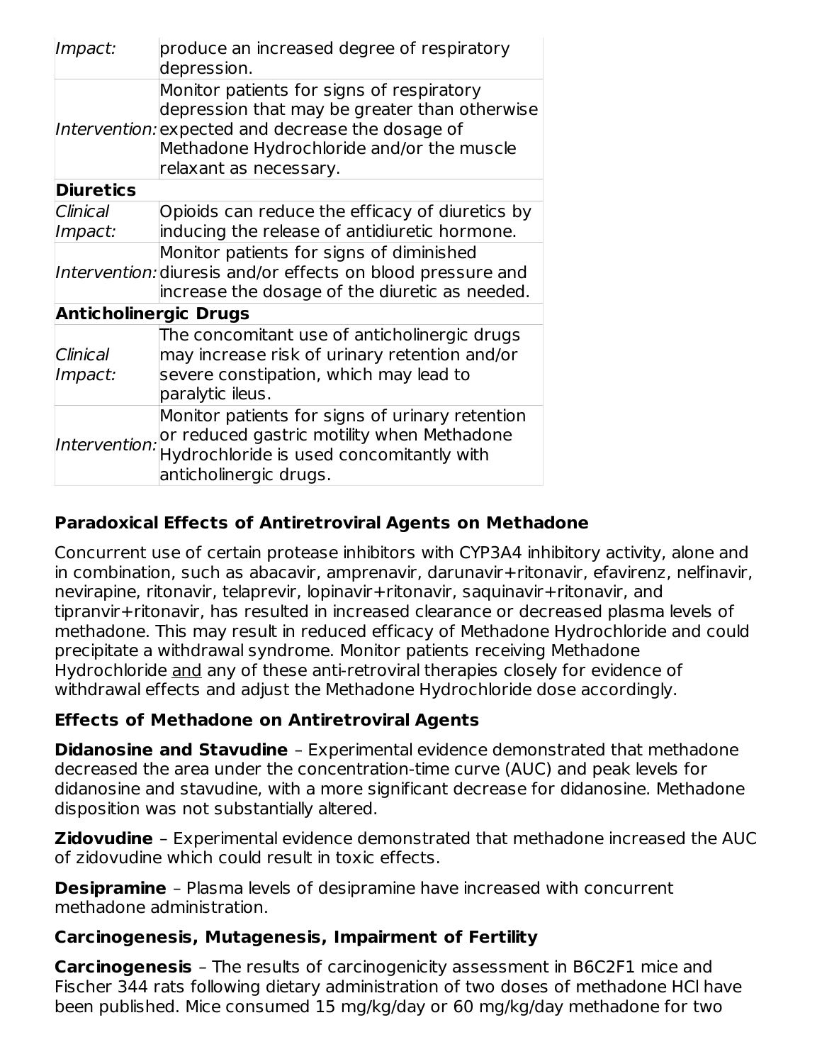| | |
|---|---|
| *Impact:* | produce an increased degree of respiratory depression. |
| *Intervention:* | Monitor patients for signs of respiratory depression that may be greater than otherwise expected and decrease the dosage of Methadone Hydrochloride and/or the muscle relaxant as necessary. |
| **Diuretics** | |
| *Clinical Impact:* | Opioids can reduce the efficacy of diuretics by inducing the release of antidiuretic hormone. |
| *Intervention:* | Monitor patients for signs of diminished diuresis and/or effects on blood pressure and increase the dosage of the diuretic as needed. |
| **Anticholinergic Drugs** | |
| *Clinical Impact:* | The concomitant use of anticholinergic drugs may increase risk of urinary retention and/or severe constipation, which may lead to paralytic ileus. |
| *Intervention:* | Monitor patients for signs of urinary retention or reduced gastric motility when Methadone Hydrochloride is used concomitantly with anticholinergic drugs. |

**Paradoxical Effects of Antiretroviral Agents on Methadone**

Concurrent use of certain protease inhibitors with CYP3A4 inhibitory activity, alone and in combination, such as abacavir, amprenavir, darunavir+ritonavir, efavirenz, nelfinavir, nevirapine, ritonavir, telaprevir, lopinavir+ritonavir, saquinavir+ritonavir, and tipranvir+ritonavir, has resulted in increased clearance or decreased plasma levels of methadone. This may result in reduced efficacy of Methadone Hydrochloride and could precipitate a withdrawal syndrome. Monitor patients receiving Methadone Hydrochloride and any of these anti-retroviral therapies closely for evidence of withdrawal effects and adjust the Methadone Hydrochloride dose accordingly.

**Effects of Methadone on Antiretroviral Agents**

**Didanosine and Stavudine** – Experimental evidence demonstrated that methadone decreased the area under the concentration-time curve (AUC) and peak levels for didanosine and stavudine, with a more significant decrease for didanosine. Methadone disposition was not substantially altered.

**Zidovudine** – Experimental evidence demonstrated that methadone increased the AUC of zidovudine which could result in toxic effects.

**Desipramine** – Plasma levels of desipramine have increased with concurrent methadone administration.

**Carcinogenesis, Mutagenesis, Impairment of Fertility**

**Carcinogenesis** – The results of carcinogenicity assessment in B6C2F1 mice and Fischer 344 rats following dietary administration of two doses of methadone HCl have been published. Mice consumed 15 mg/kg/day or 60 mg/kg/day methadone for two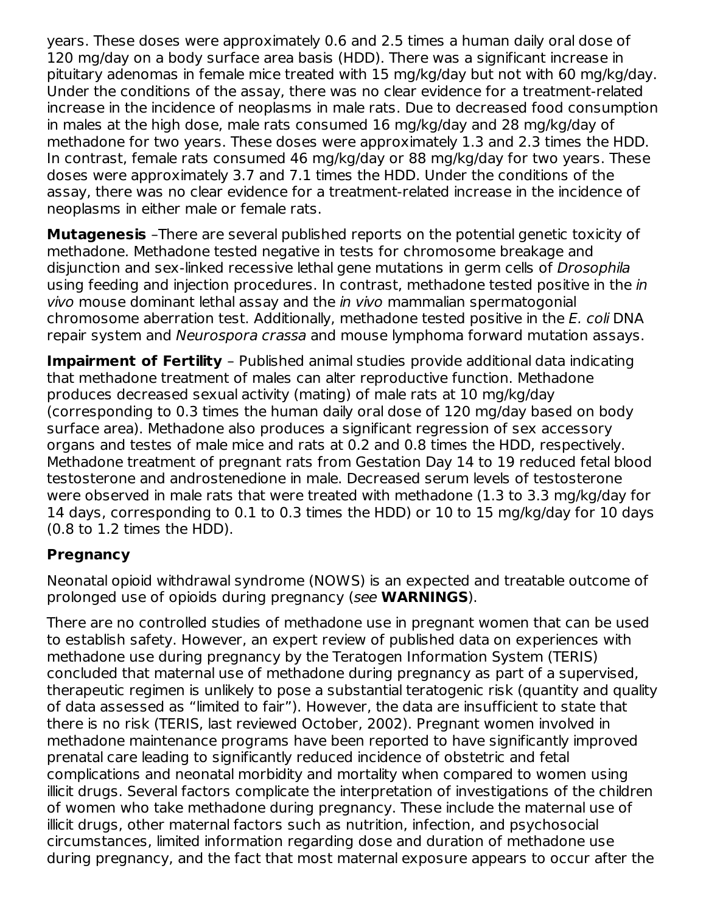years. These doses were approximately 0.6 and 2.5 times a human daily oral dose of 120 mg/day on a body surface area basis (HDD). There was a significant increase in pituitary adenomas in female mice treated with 15 mg/kg/day but not with 60 mg/kg/day. Under the conditions of the assay, there was no clear evidence for a treatment-related increase in the incidence of neoplasms in male rats. Due to decreased food consumption in males at the high dose, male rats consumed 16 mg/kg/day and 28 mg/kg/day of methadone for two years. These doses were approximately 1.3 and 2.3 times the HDD. In contrast, female rats consumed 46 mg/kg/day or 88 mg/kg/day for two years. These doses were approximately 3.7 and 7.1 times the HDD. Under the conditions of the assay, there was no clear evidence for a treatment-related increase in the incidence of neoplasms in either male or female rats.

**Mutagenesis** –There are several published reports on the potential genetic toxicity of methadone. Methadone tested negative in tests for chromosome breakage and disjunction and sex-linked recessive lethal gene mutations in germ cells of *Drosophila* using feeding and injection procedures. In contrast, methadone tested positive in the *in vivo* mouse dominant lethal assay and the *in vivo* mammalian spermatogonial chromosome aberration test. Additionally, methadone tested positive in the *E. coli* DNA repair system and *Neurospora crassa* and mouse lymphoma forward mutation assays.

**Impairment of Fertility** – Published animal studies provide additional data indicating that methadone treatment of males can alter reproductive function. Methadone produces decreased sexual activity (mating) of male rats at 10 mg/kg/day (corresponding to 0.3 times the human daily oral dose of 120 mg/day based on body surface area). Methadone also produces a significant regression of sex accessory organs and testes of male mice and rats at 0.2 and 0.8 times the HDD, respectively. Methadone treatment of pregnant rats from Gestation Day 14 to 19 reduced fetal blood testosterone and androstenedione in male. Decreased serum levels of testosterone were observed in male rats that were treated with methadone (1.3 to 3.3 mg/kg/day for 14 days, corresponding to 0.1 to 0.3 times the HDD) or 10 to 15 mg/kg/day for 10 days (0.8 to 1.2 times the HDD).

### Pregnancy

Neonatal opioid withdrawal syndrome (NOWS) is an expected and treatable outcome of prolonged use of opioids during pregnancy (*see* **WARNINGS**).

There are no controlled studies of methadone use in pregnant women that can be used to establish safety. However, an expert review of published data on experiences with methadone use during pregnancy by the Teratogen Information System (TERIS) concluded that maternal use of methadone during pregnancy as part of a supervised, therapeutic regimen is unlikely to pose a substantial teratogenic risk (quantity and quality of data assessed as “limited to fair”). However, the data are insufficient to state that there is no risk (TERIS, last reviewed October, 2002). Pregnant women involved in methadone maintenance programs have been reported to have significantly improved prenatal care leading to significantly reduced incidence of obstetric and fetal complications and neonatal morbidity and mortality when compared to women using illicit drugs. Several factors complicate the interpretation of investigations of the children of women who take methadone during pregnancy. These include the maternal use of illicit drugs, other maternal factors such as nutrition, infection, and psychosocial circumstances, limited information regarding dose and duration of methadone use during pregnancy, and the fact that most maternal exposure appears to occur after the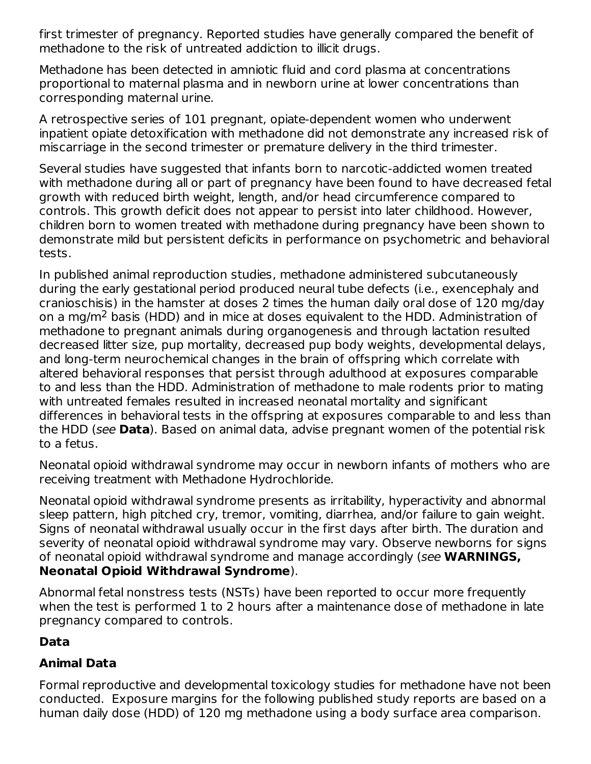first trimester of pregnancy. Reported studies have generally compared the benefit of methadone to the risk of untreated addiction to illicit drugs.

Methadone has been detected in amniotic fluid and cord plasma at concentrations proportional to maternal plasma and in newborn urine at lower concentrations than corresponding maternal urine.

A retrospective series of 101 pregnant, opiate-dependent women who underwent inpatient opiate detoxification with methadone did not demonstrate any increased risk of miscarriage in the second trimester or premature delivery in the third trimester.

Several studies have suggested that infants born to narcotic-addicted women treated with methadone during all or part of pregnancy have been found to have decreased fetal growth with reduced birth weight, length, and/or head circumference compared to controls. This growth deficit does not appear to persist into later childhood. However, children born to women treated with methadone during pregnancy have been shown to demonstrate mild but persistent deficits in performance on psychometric and behavioral tests.

In published animal reproduction studies, methadone administered subcutaneously during the early gestational period produced neural tube defects (i.e., exencephaly and cranioschisis) in the hamster at doses 2 times the human daily oral dose of 120 mg/day on a mg/m$^2$ basis (HDD) and in mice at doses equivalent to the HDD. Administration of methadone to pregnant animals during organogenesis and through lactation resulted decreased litter size, pup mortality, decreased pup body weights, developmental delays, and long-term neurochemical changes in the brain of offspring which correlate with altered behavioral responses that persist through adulthood at exposures comparable to and less than the HDD. Administration of methadone to male rodents prior to mating with untreated females resulted in increased neonatal mortality and significant differences in behavioral tests in the offspring at exposures comparable to and less than the HDD (*see* **Data**). Based on animal data, advise pregnant women of the potential risk to a fetus.

Neonatal opioid withdrawal syndrome may occur in newborn infants of mothers who are receiving treatment with Methadone Hydrochloride.

Neonatal opioid withdrawal syndrome presents as irritability, hyperactivity and abnormal sleep pattern, high pitched cry, tremor, vomiting, diarrhea, and/or failure to gain weight. Signs of neonatal withdrawal usually occur in the first days after birth. The duration and severity of neonatal opioid withdrawal syndrome may vary. Observe newborns for signs of neonatal opioid withdrawal syndrome and manage accordingly (*see* **WARNINGS, Neonatal Opioid Withdrawal Syndrome**).

Abnormal fetal nonstress tests (NSTs) have been reported to occur more frequently when the test is performed 1 to 2 hours after a maintenance dose of methadone in late pregnancy compared to controls.

**Data**

**Animal Data**

Formal reproductive and developmental toxicology studies for methadone have not been conducted. Exposure margins for the following published study reports are based on a human daily dose (HDD) of 120 mg methadone using a body surface area comparison.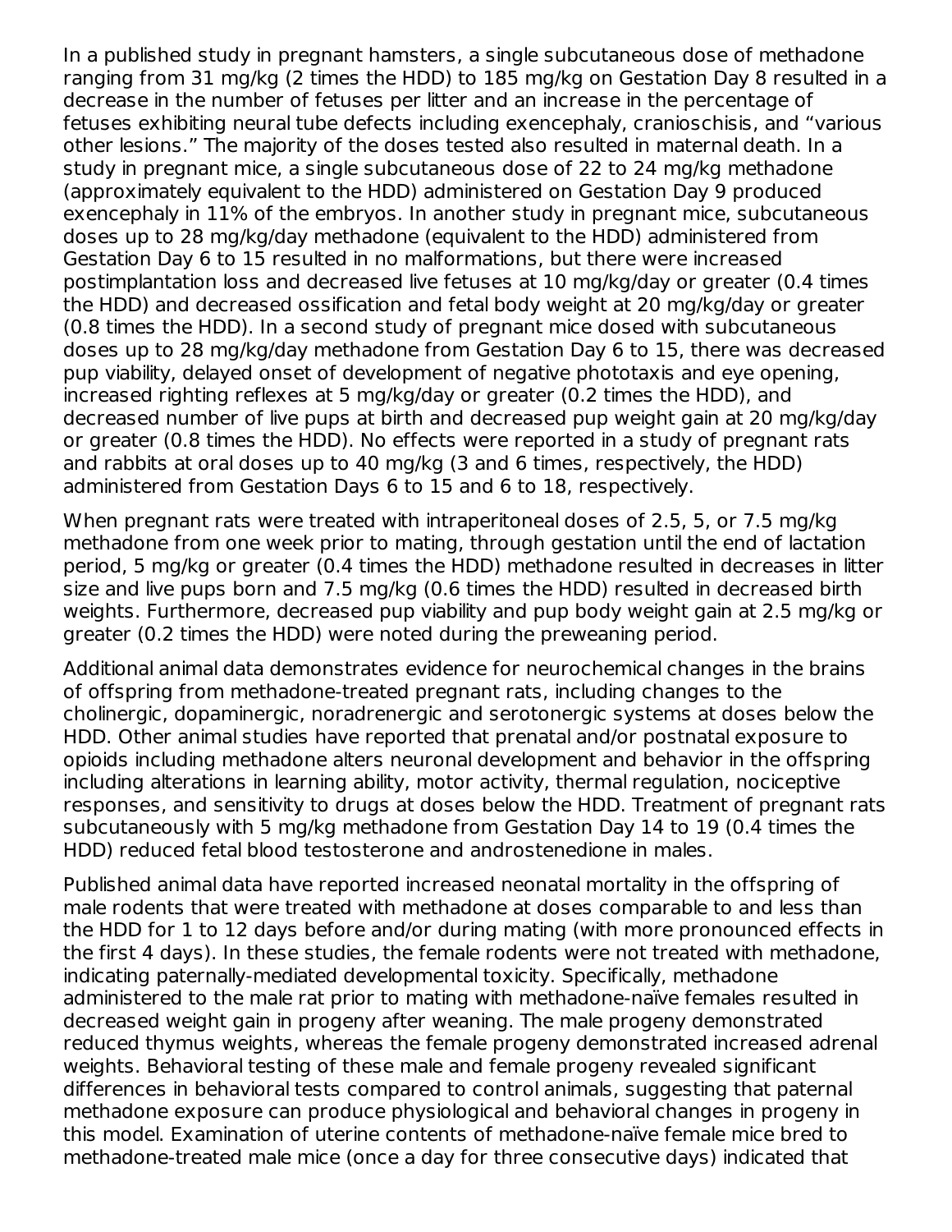In a published study in pregnant hamsters, a single subcutaneous dose of methadone ranging from 31 mg/kg (2 times the HDD) to 185 mg/kg on Gestation Day 8 resulted in a decrease in the number of fetuses per litter and an increase in the percentage of fetuses exhibiting neural tube defects including exencephaly, cranioschisis, and "various other lesions." The majority of the doses tested also resulted in maternal death. In a study in pregnant mice, a single subcutaneous dose of 22 to 24 mg/kg methadone (approximately equivalent to the HDD) administered on Gestation Day 9 produced exencephaly in 11% of the embryos. In another study in pregnant mice, subcutaneous doses up to 28 mg/kg/day methadone (equivalent to the HDD) administered from Gestation Day 6 to 15 resulted in no malformations, but there were increased postimplantation loss and decreased live fetuses at 10 mg/kg/day or greater (0.4 times the HDD) and decreased ossification and fetal body weight at 20 mg/kg/day or greater (0.8 times the HDD). In a second study of pregnant mice dosed with subcutaneous doses up to 28 mg/kg/day methadone from Gestation Day 6 to 15, there was decreased pup viability, delayed onset of development of negative phototaxis and eye opening, increased righting reflexes at 5 mg/kg/day or greater (0.2 times the HDD), and decreased number of live pups at birth and decreased pup weight gain at 20 mg/kg/day or greater (0.8 times the HDD). No effects were reported in a study of pregnant rats and rabbits at oral doses up to 40 mg/kg (3 and 6 times, respectively, the HDD) administered from Gestation Days 6 to 15 and 6 to 18, respectively.

When pregnant rats were treated with intraperitoneal doses of 2.5, 5, or 7.5 mg/kg methadone from one week prior to mating, through gestation until the end of lactation period, 5 mg/kg or greater (0.4 times the HDD) methadone resulted in decreases in litter size and live pups born and 7.5 mg/kg (0.6 times the HDD) resulted in decreased birth weights. Furthermore, decreased pup viability and pup body weight gain at 2.5 mg/kg or greater (0.2 times the HDD) were noted during the preweaning period.

Additional animal data demonstrates evidence for neurochemical changes in the brains of offspring from methadone-treated pregnant rats, including changes to the cholinergic, dopaminergic, noradrenergic and serotonergic systems at doses below the HDD. Other animal studies have reported that prenatal and/or postnatal exposure to opioids including methadone alters neuronal development and behavior in the offspring including alterations in learning ability, motor activity, thermal regulation, nociceptive responses, and sensitivity to drugs at doses below the HDD. Treatment of pregnant rats subcutaneously with 5 mg/kg methadone from Gestation Day 14 to 19 (0.4 times the HDD) reduced fetal blood testosterone and androstenedione in males.

Published animal data have reported increased neonatal mortality in the offspring of male rodents that were treated with methadone at doses comparable to and less than the HDD for 1 to 12 days before and/or during mating (with more pronounced effects in the first 4 days). In these studies, the female rodents were not treated with methadone, indicating paternally-mediated developmental toxicity. Specifically, methadone administered to the male rat prior to mating with methadone-naïve females resulted in decreased weight gain in progeny after weaning. The male progeny demonstrated reduced thymus weights, whereas the female progeny demonstrated increased adrenal weights. Behavioral testing of these male and female progeny revealed significant differences in behavioral tests compared to control animals, suggesting that paternal methadone exposure can produce physiological and behavioral changes in progeny in this model. Examination of uterine contents of methadone-naïve female mice bred to methadone-treated male mice (once a day for three consecutive days) indicated that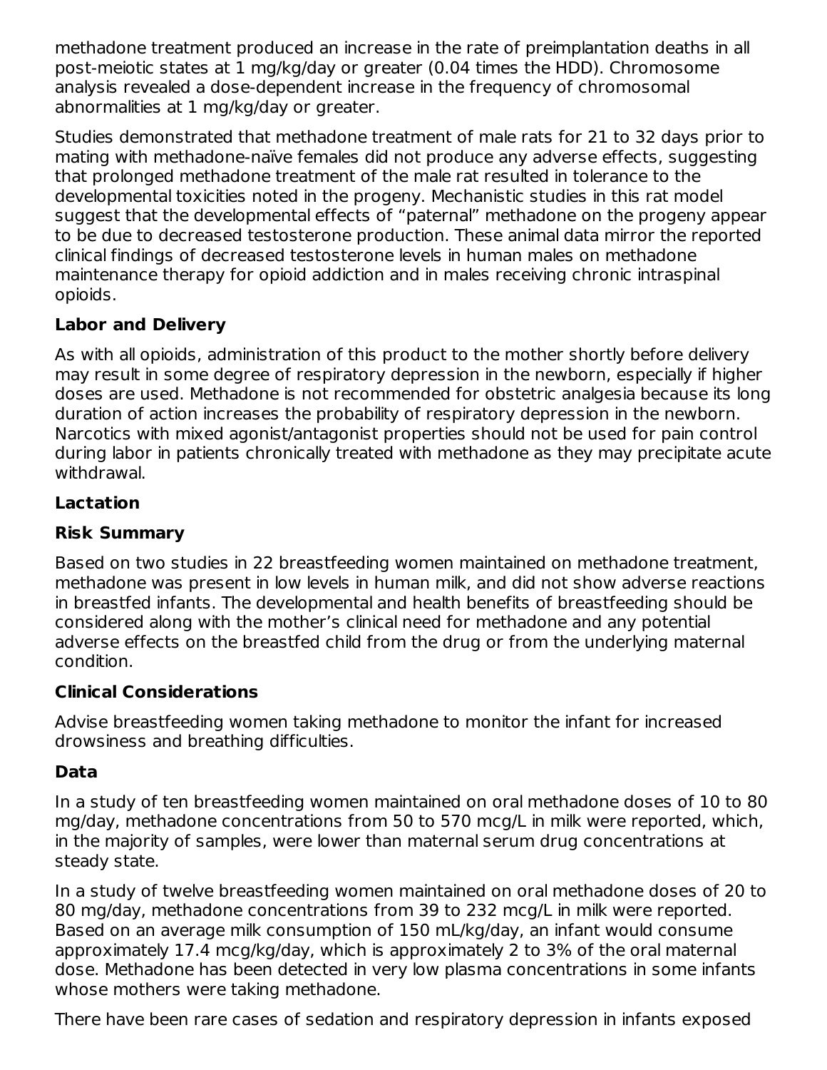methadone treatment produced an increase in the rate of preimplantation deaths in all post-meiotic states at 1 mg/kg/day or greater (0.04 times the HDD). Chromosome analysis revealed a dose-dependent increase in the frequency of chromosomal abnormalities at 1 mg/kg/day or greater.

Studies demonstrated that methadone treatment of male rats for 21 to 32 days prior to mating with methadone-naïve females did not produce any adverse effects, suggesting that prolonged methadone treatment of the male rat resulted in tolerance to the developmental toxicities noted in the progeny. Mechanistic studies in this rat model suggest that the developmental effects of "paternal" methadone on the progeny appear to be due to decreased testosterone production. These animal data mirror the reported clinical findings of decreased testosterone levels in human males on methadone maintenance therapy for opioid addiction and in males receiving chronic intraspinal opioids.

**Labor and Delivery**

As with all opioids, administration of this product to the mother shortly before delivery may result in some degree of respiratory depression in the newborn, especially if higher doses are used. Methadone is not recommended for obstetric analgesia because its long duration of action increases the probability of respiratory depression in the newborn. Narcotics with mixed agonist/antagonist properties should not be used for pain control during labor in patients chronically treated with methadone as they may precipitate acute withdrawal.

**Lactation**

**Risk Summary**

Based on two studies in 22 breastfeeding women maintained on methadone treatment, methadone was present in low levels in human milk, and did not show adverse reactions in breastfed infants. The developmental and health benefits of breastfeeding should be considered along with the mother's clinical need for methadone and any potential adverse effects on the breastfed child from the drug or from the underlying maternal condition.

**Clinical Considerations**

Advise breastfeeding women taking methadone to monitor the infant for increased drowsiness and breathing difficulties.

**Data**

In a study of ten breastfeeding women maintained on oral methadone doses of 10 to 80 mg/day, methadone concentrations from 50 to 570 mcg/L in milk were reported, which, in the majority of samples, were lower than maternal serum drug concentrations at steady state.

In a study of twelve breastfeeding women maintained on oral methadone doses of 20 to 80 mg/day, methadone concentrations from 39 to 232 mcg/L in milk were reported. Based on an average milk consumption of 150 mL/kg/day, an infant would consume approximately 17.4 mcg/kg/day, which is approximately 2 to 3% of the oral maternal dose. Methadone has been detected in very low plasma concentrations in some infants whose mothers were taking methadone.

There have been rare cases of sedation and respiratory depression in infants exposed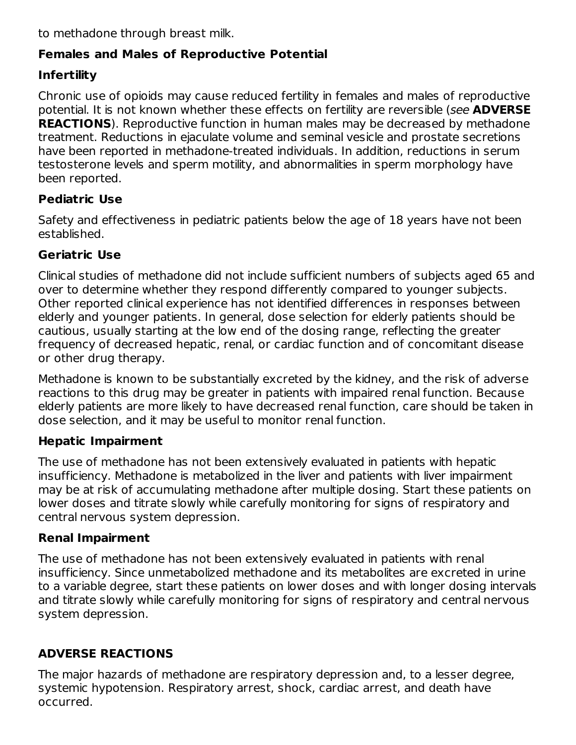to methadone through breast milk.

### Females and Males of Reproductive Potential

### Infertility

Chronic use of opioids may cause reduced fertility in females and males of reproductive potential. It is not known whether these effects on fertility are reversible (*see* **ADVERSE REACTIONS**). Reproductive function in human males may be decreased by methadone treatment. Reductions in ejaculate volume and seminal vesicle and prostate secretions have been reported in methadone-treated individuals. In addition, reductions in serum testosterone levels and sperm motility, and abnormalities in sperm morphology have been reported.

### Pediatric Use

Safety and effectiveness in pediatric patients below the age of 18 years have not been established.

### Geriatric Use

Clinical studies of methadone did not include sufficient numbers of subjects aged 65 and over to determine whether they respond differently compared to younger subjects. Other reported clinical experience has not identified differences in responses between elderly and younger patients. In general, dose selection for elderly patients should be cautious, usually starting at the low end of the dosing range, reflecting the greater frequency of decreased hepatic, renal, or cardiac function and of concomitant disease or other drug therapy.

Methadone is known to be substantially excreted by the kidney, and the risk of adverse reactions to this drug may be greater in patients with impaired renal function. Because elderly patients are more likely to have decreased renal function, care should be taken in dose selection, and it may be useful to monitor renal function.

### Hepatic Impairment

The use of methadone has not been extensively evaluated in patients with hepatic insufficiency. Methadone is metabolized in the liver and patients with liver impairment may be at risk of accumulating methadone after multiple dosing. Start these patients on lower doses and titrate slowly while carefully monitoring for signs of respiratory and central nervous system depression.

### Renal Impairment

The use of methadone has not been extensively evaluated in patients with renal insufficiency. Since unmetabolized methadone and its metabolites are excreted in urine to a variable degree, start these patients on lower doses and with longer dosing intervals and titrate slowly while carefully monitoring for signs of respiratory and central nervous system depression.

## ADVERSE REACTIONS

The major hazards of methadone are respiratory depression and, to a lesser degree, systemic hypotension. Respiratory arrest, shock, cardiac arrest, and death have occurred.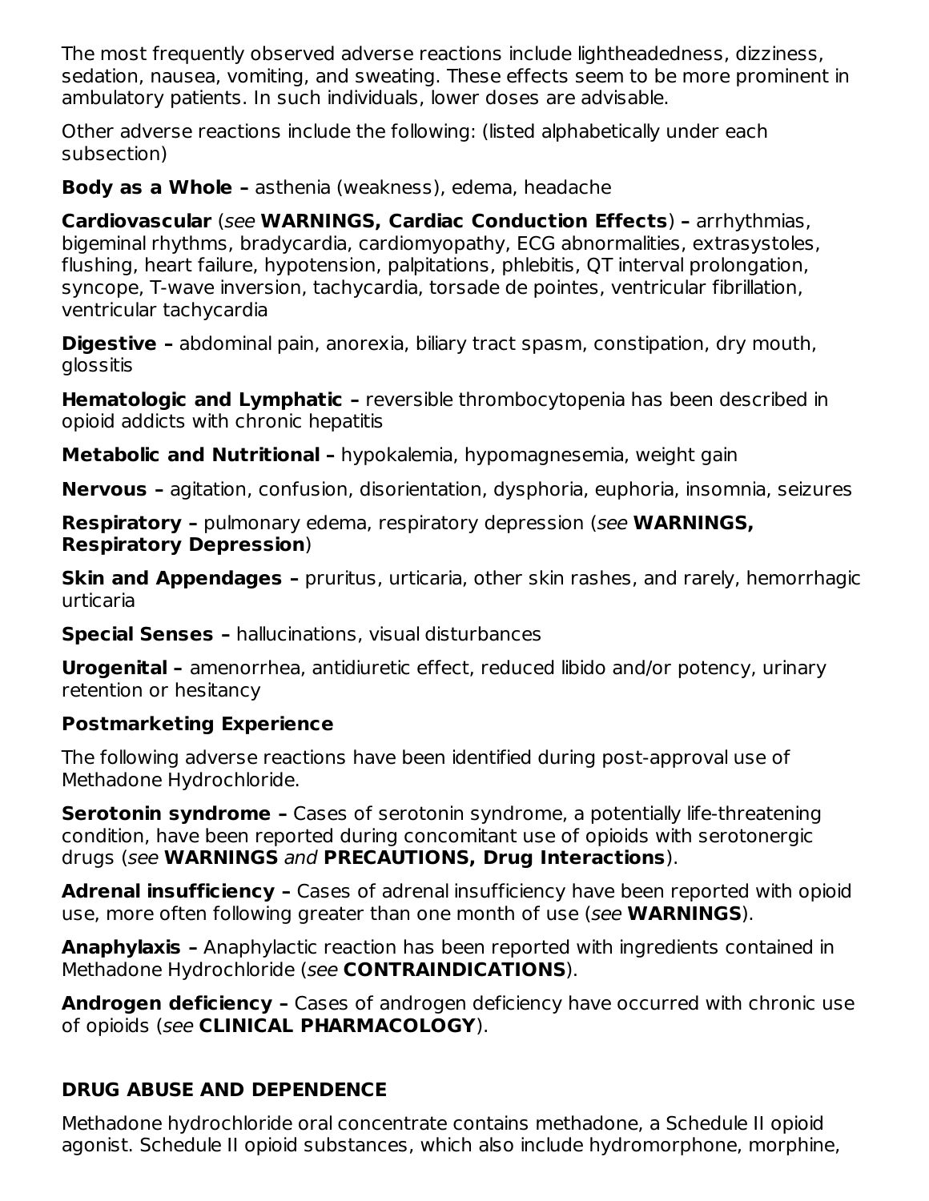The most frequently observed adverse reactions include lightheadedness, dizziness, sedation, nausea, vomiting, and sweating. These effects seem to be more prominent in ambulatory patients. In such individuals, lower doses are advisable.

Other adverse reactions include the following: (listed alphabetically under each subsection)

**Body as a Whole –** asthenia (weakness), edema, headache

**Cardiovascular** (*see* **WARNINGS, Cardiac Conduction Effects**) **–** arrhythmias, bigeminal rhythms, bradycardia, cardiomyopathy, ECG abnormalities, extrasystoles, flushing, heart failure, hypotension, palpitations, phlebitis, QT interval prolongation, syncope, T-wave inversion, tachycardia, torsade de pointes, ventricular fibrillation, ventricular tachycardia

**Digestive –** abdominal pain, anorexia, biliary tract spasm, constipation, dry mouth, glossitis

**Hematologic and Lymphatic –** reversible thrombocytopenia has been described in opioid addicts with chronic hepatitis

**Metabolic and Nutritional –** hypokalemia, hypomagnesemia, weight gain

**Nervous –** agitation, confusion, disorientation, dysphoria, euphoria, insomnia, seizures

**Respiratory –** pulmonary edema, respiratory depression (*see* **WARNINGS, Respiratory Depression**)

**Skin and Appendages –** pruritus, urticaria, other skin rashes, and rarely, hemorrhagic urticaria

**Special Senses –** hallucinations, visual disturbances

**Urogenital –** amenorrhea, antidiuretic effect, reduced libido and/or potency, urinary retention or hesitancy

**Postmarketing Experience**

The following adverse reactions have been identified during post-approval use of Methadone Hydrochloride.

**Serotonin syndrome –** Cases of serotonin syndrome, a potentially life-threatening condition, have been reported during concomitant use of opioids with serotonergic drugs (*see* **WARNINGS** *and* **PRECAUTIONS, Drug Interactions**).

**Adrenal insufficiency –** Cases of adrenal insufficiency have been reported with opioid use, more often following greater than one month of use (*see* **WARNINGS**).

**Anaphylaxis –** Anaphylactic reaction has been reported with ingredients contained in Methadone Hydrochloride (*see* **CONTRAINDICATIONS**).

**Androgen deficiency –** Cases of androgen deficiency have occurred with chronic use of opioids (*see* **CLINICAL PHARMACOLOGY**).

## DRUG ABUSE AND DEPENDENCE

Methadone hydrochloride oral concentrate contains methadone, a Schedule II opioid agonist. Schedule II opioid substances, which also include hydromorphone, morphine,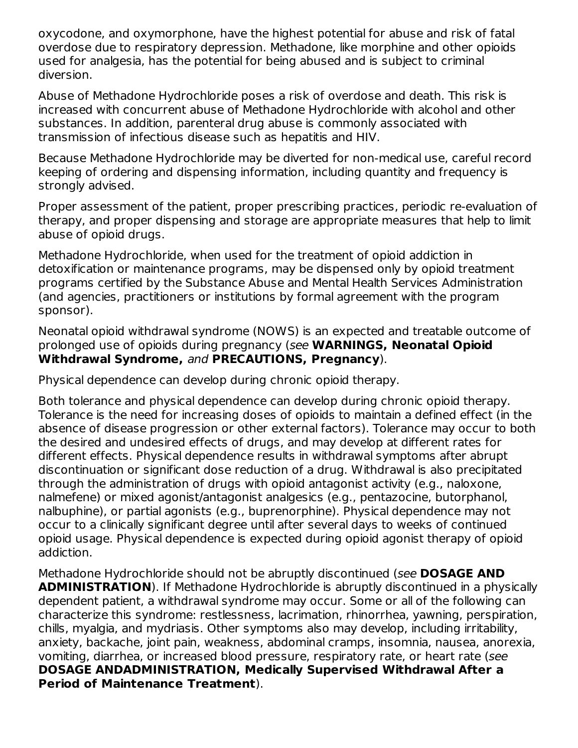oxycodone, and oxymorphone, have the highest potential for abuse and risk of fatal overdose due to respiratory depression. Methadone, like morphine and other opioids used for analgesia, has the potential for being abused and is subject to criminal diversion.

Abuse of Methadone Hydrochloride poses a risk of overdose and death. This risk is increased with concurrent abuse of Methadone Hydrochloride with alcohol and other substances. In addition, parenteral drug abuse is commonly associated with transmission of infectious disease such as hepatitis and HIV.

Because Methadone Hydrochloride may be diverted for non-medical use, careful record keeping of ordering and dispensing information, including quantity and frequency is strongly advised.

Proper assessment of the patient, proper prescribing practices, periodic re-evaluation of therapy, and proper dispensing and storage are appropriate measures that help to limit abuse of opioid drugs.

Methadone Hydrochloride, when used for the treatment of opioid addiction in detoxification or maintenance programs, may be dispensed only by opioid treatment programs certified by the Substance Abuse and Mental Health Services Administration (and agencies, practitioners or institutions by formal agreement with the program sponsor).

Neonatal opioid withdrawal syndrome (NOWS) is an expected and treatable outcome of prolonged use of opioids during pregnancy (*see* **WARNINGS, Neonatal Opioid Withdrawal Syndrome,** *and* **PRECAUTIONS, Pregnancy**).

Physical dependence can develop during chronic opioid therapy.

Both tolerance and physical dependence can develop during chronic opioid therapy. Tolerance is the need for increasing doses of opioids to maintain a defined effect (in the absence of disease progression or other external factors). Tolerance may occur to both the desired and undesired effects of drugs, and may develop at different rates for different effects. Physical dependence results in withdrawal symptoms after abrupt discontinuation or significant dose reduction of a drug. Withdrawal is also precipitated through the administration of drugs with opioid antagonist activity (e.g., naloxone, nalmefene) or mixed agonist/antagonist analgesics (e.g., pentazocine, butorphanol, nalbuphine), or partial agonists (e.g., buprenorphine). Physical dependence may not occur to a clinically significant degree until after several days to weeks of continued opioid usage. Physical dependence is expected during opioid agonist therapy of opioid addiction.

Methadone Hydrochloride should not be abruptly discontinued (*see* **DOSAGE AND ADMINISTRATION**). If Methadone Hydrochloride is abruptly discontinued in a physically dependent patient, a withdrawal syndrome may occur. Some or all of the following can characterize this syndrome: restlessness, lacrimation, rhinorrhea, yawning, perspiration, chills, myalgia, and mydriasis. Other symptoms also may develop, including irritability, anxiety, backache, joint pain, weakness, abdominal cramps, insomnia, nausea, anorexia, vomiting, diarrhea, or increased blood pressure, respiratory rate, or heart rate (*see* **DOSAGE ANDADMINISTRATION, Medically Supervised Withdrawal After a Period of Maintenance Treatment**).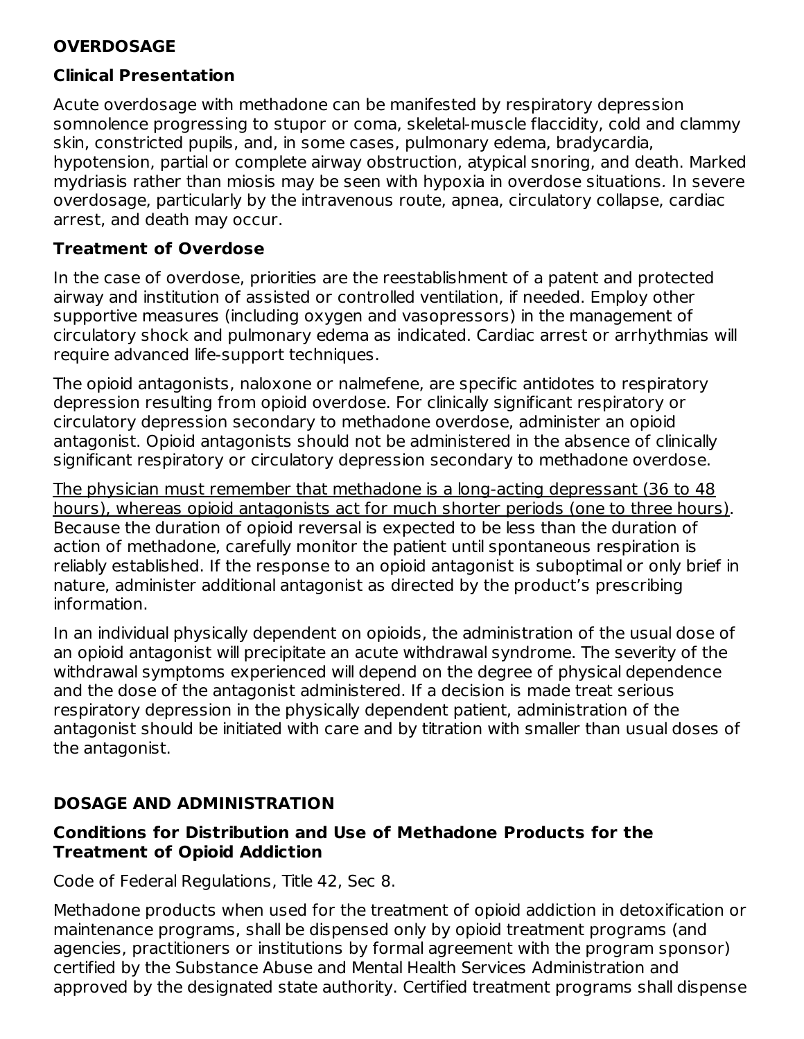## OVERDOSAGE

### Clinical Presentation

Acute overdosage with methadone can be manifested by respiratory depression somnolence progressing to stupor or coma, skeletal-muscle flaccidity, cold and clammy skin, constricted pupils, and, in some cases, pulmonary edema, bradycardia, hypotension, partial or complete airway obstruction, atypical snoring, and death. Marked mydriasis rather than miosis may be seen with hypoxia in overdose situations. In severe overdosage, particularly by the intravenous route, apnea, circulatory collapse, cardiac arrest, and death may occur.

### Treatment of Overdose

In the case of overdose, priorities are the reestablishment of a patent and protected airway and institution of assisted or controlled ventilation, if needed. Employ other supportive measures (including oxygen and vasopressors) in the management of circulatory shock and pulmonary edema as indicated. Cardiac arrest or arrhythmias will require advanced life-support techniques.

The opioid antagonists, naloxone or nalmefene, are specific antidotes to respiratory depression resulting from opioid overdose. For clinically significant respiratory or circulatory depression secondary to methadone overdose, administer an opioid antagonist. Opioid antagonists should not be administered in the absence of clinically significant respiratory or circulatory depression secondary to methadone overdose.

<u>The physician must remember that methadone is a long-acting depressant (36 to 48 hours), whereas opioid antagonists act for much shorter periods (one to three hours)</u>. Because the duration of opioid reversal is expected to be less than the duration of action of methadone, carefully monitor the patient until spontaneous respiration is reliably established. If the response to an opioid antagonist is suboptimal or only brief in nature, administer additional antagonist as directed by the product's prescribing information.

In an individual physically dependent on opioids, the administration of the usual dose of an opioid antagonist will precipitate an acute withdrawal syndrome. The severity of the withdrawal symptoms experienced will depend on the degree of physical dependence and the dose of the antagonist administered. If a decision is made treat serious respiratory depression in the physically dependent patient, administration of the antagonist should be initiated with care and by titration with smaller than usual doses of the antagonist.

## DOSAGE AND ADMINISTRATION

### Conditions for Distribution and Use of Methadone Products for the Treatment of Opioid Addiction

Code of Federal Regulations, Title 42, Sec 8.

Methadone products when used for the treatment of opioid addiction in detoxification or maintenance programs, shall be dispensed only by opioid treatment programs (and agencies, practitioners or institutions by formal agreement with the program sponsor) certified by the Substance Abuse and Mental Health Services Administration and approved by the designated state authority. Certified treatment programs shall dispense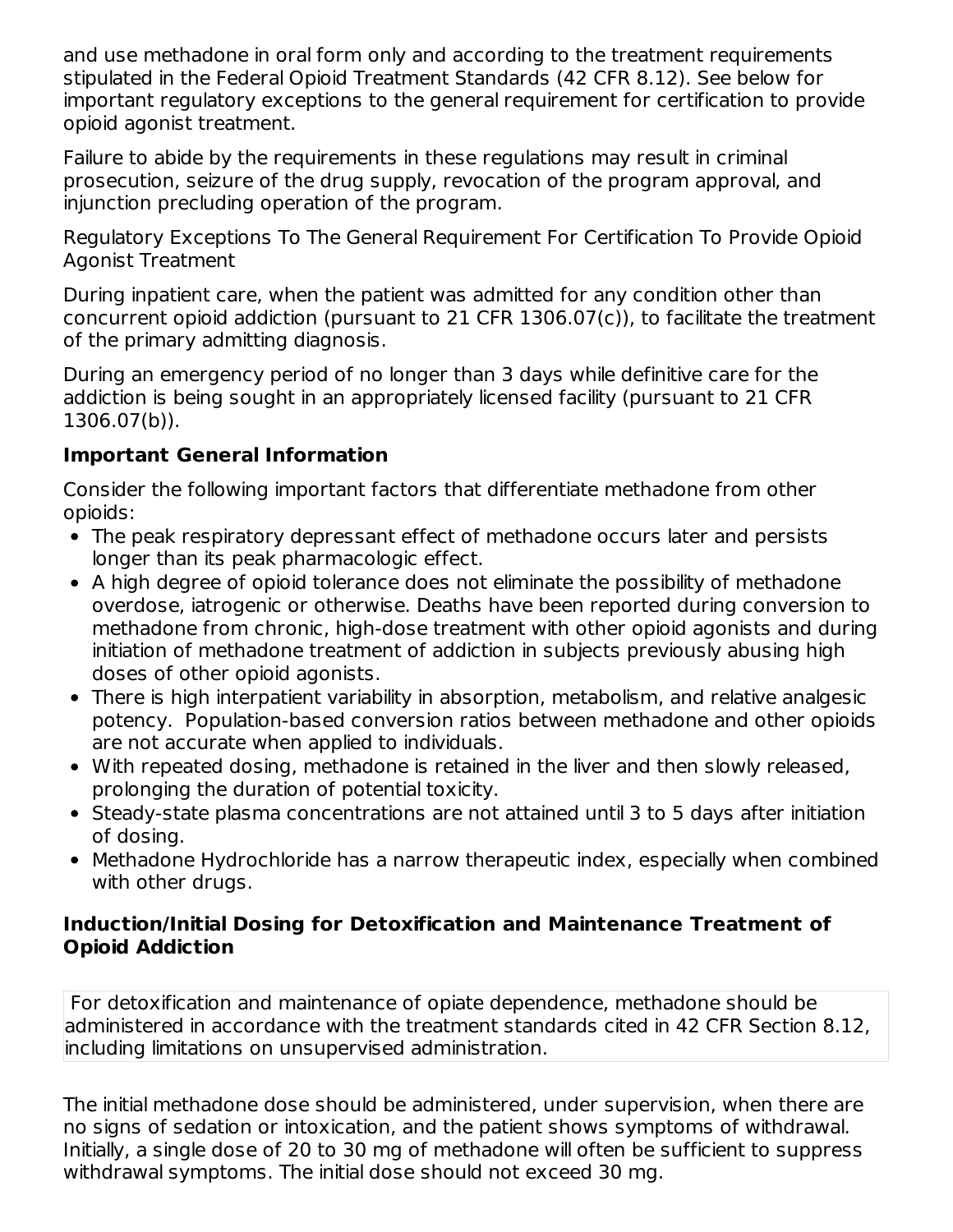and use methadone in oral form only and according to the treatment requirements stipulated in the Federal Opioid Treatment Standards (42 CFR 8.12). See below for important regulatory exceptions to the general requirement for certification to provide opioid agonist treatment.

Failure to abide by the requirements in these regulations may result in criminal prosecution, seizure of the drug supply, revocation of the program approval, and injunction precluding operation of the program.

Regulatory Exceptions To The General Requirement For Certification To Provide Opioid Agonist Treatment

During inpatient care, when the patient was admitted for any condition other than concurrent opioid addiction (pursuant to 21 CFR 1306.07(c)), to facilitate the treatment of the primary admitting diagnosis.

During an emergency period of no longer than 3 days while definitive care for the addiction is being sought in an appropriately licensed facility (pursuant to 21 CFR 1306.07(b)).

**Important General Information**

Consider the following important factors that differentiate methadone from other opioids:

- The peak respiratory depressant effect of methadone occurs later and persists longer than its peak pharmacologic effect.
- A high degree of opioid tolerance does not eliminate the possibility of methadone overdose, iatrogenic or otherwise. Deaths have been reported during conversion to methadone from chronic, high-dose treatment with other opioid agonists and during initiation of methadone treatment of addiction in subjects previously abusing high doses of other opioid agonists.
- There is high interpatient variability in absorption, metabolism, and relative analgesic potency. Population-based conversion ratios between methadone and other opioids are not accurate when applied to individuals.
- With repeated dosing, methadone is retained in the liver and then slowly released, prolonging the duration of potential toxicity.
- Steady-state plasma concentrations are not attained until 3 to 5 days after initiation of dosing.
- Methadone Hydrochloride has a narrow therapeutic index, especially when combined with other drugs.

**Induction/Initial Dosing for Detoxification and Maintenance Treatment of Opioid Addiction**

For detoxification and maintenance of opiate dependence, methadone should be administered in accordance with the treatment standards cited in 42 CFR Section 8.12, including limitations on unsupervised administration.

The initial methadone dose should be administered, under supervision, when there are no signs of sedation or intoxication, and the patient shows symptoms of withdrawal. Initially, a single dose of 20 to 30 mg of methadone will often be sufficient to suppress withdrawal symptoms. The initial dose should not exceed 30 mg.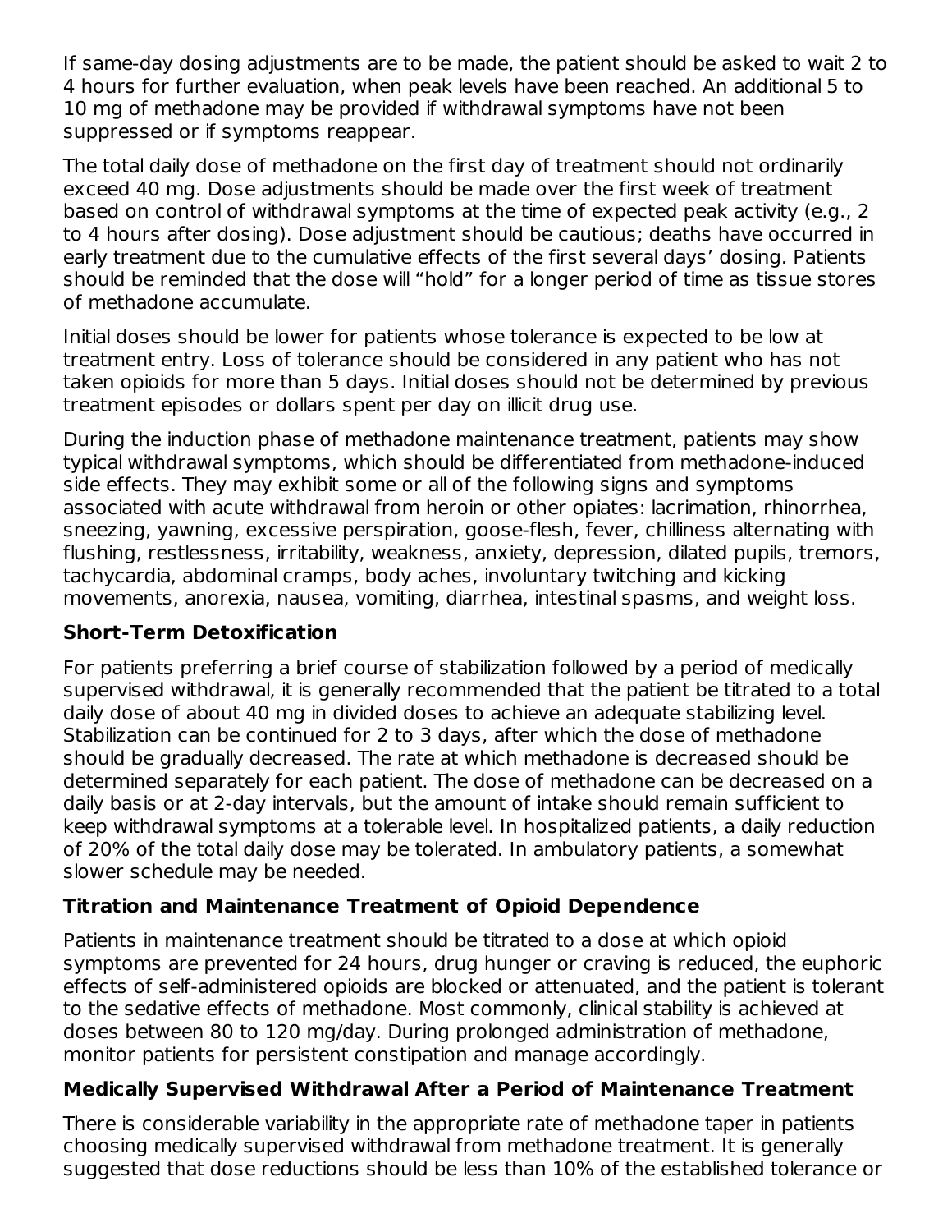If same-day dosing adjustments are to be made, the patient should be asked to wait 2 to 4 hours for further evaluation, when peak levels have been reached. An additional 5 to 10 mg of methadone may be provided if withdrawal symptoms have not been suppressed or if symptoms reappear.

The total daily dose of methadone on the first day of treatment should not ordinarily exceed 40 mg. Dose adjustments should be made over the first week of treatment based on control of withdrawal symptoms at the time of expected peak activity (e.g., 2 to 4 hours after dosing). Dose adjustment should be cautious; deaths have occurred in early treatment due to the cumulative effects of the first several days' dosing. Patients should be reminded that the dose will "hold" for a longer period of time as tissue stores of methadone accumulate.

Initial doses should be lower for patients whose tolerance is expected to be low at treatment entry. Loss of tolerance should be considered in any patient who has not taken opioids for more than 5 days. Initial doses should not be determined by previous treatment episodes or dollars spent per day on illicit drug use.

During the induction phase of methadone maintenance treatment, patients may show typical withdrawal symptoms, which should be differentiated from methadone-induced side effects. They may exhibit some or all of the following signs and symptoms associated with acute withdrawal from heroin or other opiates: lacrimation, rhinorrhea, sneezing, yawning, excessive perspiration, goose-flesh, fever, chilliness alternating with flushing, restlessness, irritability, weakness, anxiety, depression, dilated pupils, tremors, tachycardia, abdominal cramps, body aches, involuntary twitching and kicking movements, anorexia, nausea, vomiting, diarrhea, intestinal spasms, and weight loss.

**Short-Term Detoxification**

For patients preferring a brief course of stabilization followed by a period of medically supervised withdrawal, it is generally recommended that the patient be titrated to a total daily dose of about 40 mg in divided doses to achieve an adequate stabilizing level. Stabilization can be continued for 2 to 3 days, after which the dose of methadone should be gradually decreased. The rate at which methadone is decreased should be determined separately for each patient. The dose of methadone can be decreased on a daily basis or at 2-day intervals, but the amount of intake should remain sufficient to keep withdrawal symptoms at a tolerable level. In hospitalized patients, a daily reduction of 20% of the total daily dose may be tolerated. In ambulatory patients, a somewhat slower schedule may be needed.

**Titration and Maintenance Treatment of Opioid Dependence**

Patients in maintenance treatment should be titrated to a dose at which opioid symptoms are prevented for 24 hours, drug hunger or craving is reduced, the euphoric effects of self-administered opioids are blocked or attenuated, and the patient is tolerant to the sedative effects of methadone. Most commonly, clinical stability is achieved at doses between 80 to 120 mg/day. During prolonged administration of methadone, monitor patients for persistent constipation and manage accordingly.

**Medically Supervised Withdrawal After a Period of Maintenance Treatment**

There is considerable variability in the appropriate rate of methadone taper in patients choosing medically supervised withdrawal from methadone treatment. It is generally suggested that dose reductions should be less than 10% of the established tolerance or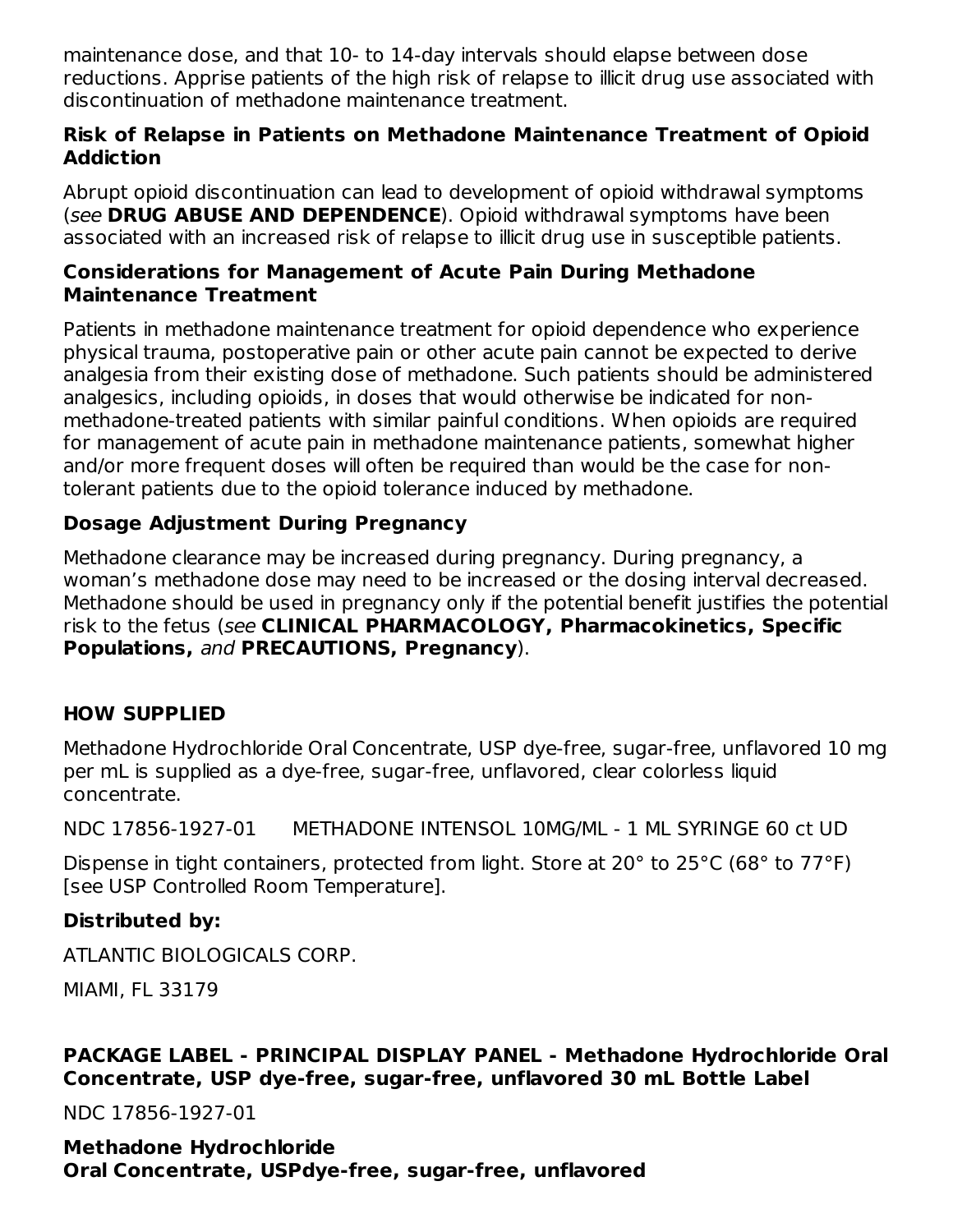maintenance dose, and that 10- to 14-day intervals should elapse between dose reductions. Apprise patients of the high risk of relapse to illicit drug use associated with discontinuation of methadone maintenance treatment.

**Risk of Relapse in Patients on Methadone Maintenance Treatment of Opioid Addiction**

Abrupt opioid discontinuation can lead to development of opioid withdrawal symptoms (*see* **DRUG ABUSE AND DEPENDENCE**). Opioid withdrawal symptoms have been associated with an increased risk of relapse to illicit drug use in susceptible patients.

**Considerations for Management of Acute Pain During Methadone Maintenance Treatment**

Patients in methadone maintenance treatment for opioid dependence who experience physical trauma, postoperative pain or other acute pain cannot be expected to derive analgesia from their existing dose of methadone. Such patients should be administered analgesics, including opioids, in doses that would otherwise be indicated for non-methadone-treated patients with similar painful conditions. When opioids are required for management of acute pain in methadone maintenance patients, somewhat higher and/or more frequent doses will often be required than would be the case for non-tolerant patients due to the opioid tolerance induced by methadone.

**Dosage Adjustment During Pregnancy**

Methadone clearance may be increased during pregnancy. During pregnancy, a woman's methadone dose may need to be increased or the dosing interval decreased. Methadone should be used in pregnancy only if the potential benefit justifies the potential risk to the fetus (*see* **CLINICAL PHARMACOLOGY, Pharmacokinetics, Specific Populations,** *and* **PRECAUTIONS, Pregnancy**).

## HOW SUPPLIED

Methadone Hydrochloride Oral Concentrate, USP dye-free, sugar-free, unflavored 10 mg per mL is supplied as a dye-free, sugar-free, unflavored, clear colorless liquid concentrate.

NDC 17856-1927-01 METHADONE INTENSOL 10MG/ML - 1 ML SYRINGE 60 ct UD

Dispense in tight containers, protected from light. Store at 20° to 25°C (68° to 77°F) [see USP Controlled Room Temperature].

**Distributed by:**

ATLANTIC BIOLOGICALS CORP.

MIAMI, FL 33179

**PACKAGE LABEL - PRINCIPAL DISPLAY PANEL - Methadone Hydrochloride Oral Concentrate, USP dye-free, sugar-free, unflavored 30 mL Bottle Label**

NDC 17856-1927-01

**Methadone Hydrochloride**
**Oral Concentrate, USPdye-free, sugar-free, unflavored**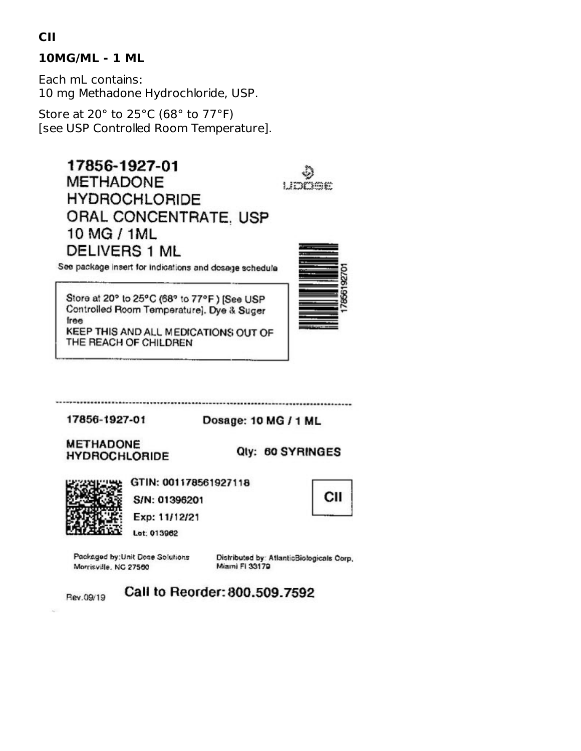**CII**

**10MG/ML - 1 ML**

Each mL contains:
10 mg Methadone Hydrochloride, USP.

Store at 20° to 25°C (68° to 77°F)
[see USP Controlled Room Temperature].

17856-1927-01
METHADONE
HYDROCHLORIDE
ORAL CONCENTRATE, USP
10 MG / 1ML
DELIVERS 1 ML

UDOSE

See package insert for indications and dosage schedule

Store at 20° to 25°C (68° to 77°F) [See USP Controlled Room Temperature]. Dye & Suger free
KEEP THIS AND ALL MEDICATIONS OUT OF THE REACH OF CHILDREN

1785619270​1

17856-1927-01

Dosage: 10 MG / 1 ML

METHADONE
HYDROCHLORIDE

Qty: 60 SYRINGES

GTIN: 001178561927118
S/N: 01396201
Exp: 11/12/21
Lot: 013962

CII

Packaged by: Unit Dose Solutions
Morrisville, NC 27560

Distributed by: AtlanticBiologicals Corp,
Miami Fl 33179

Rev.09/19

Call to Reorder: 800.509.7592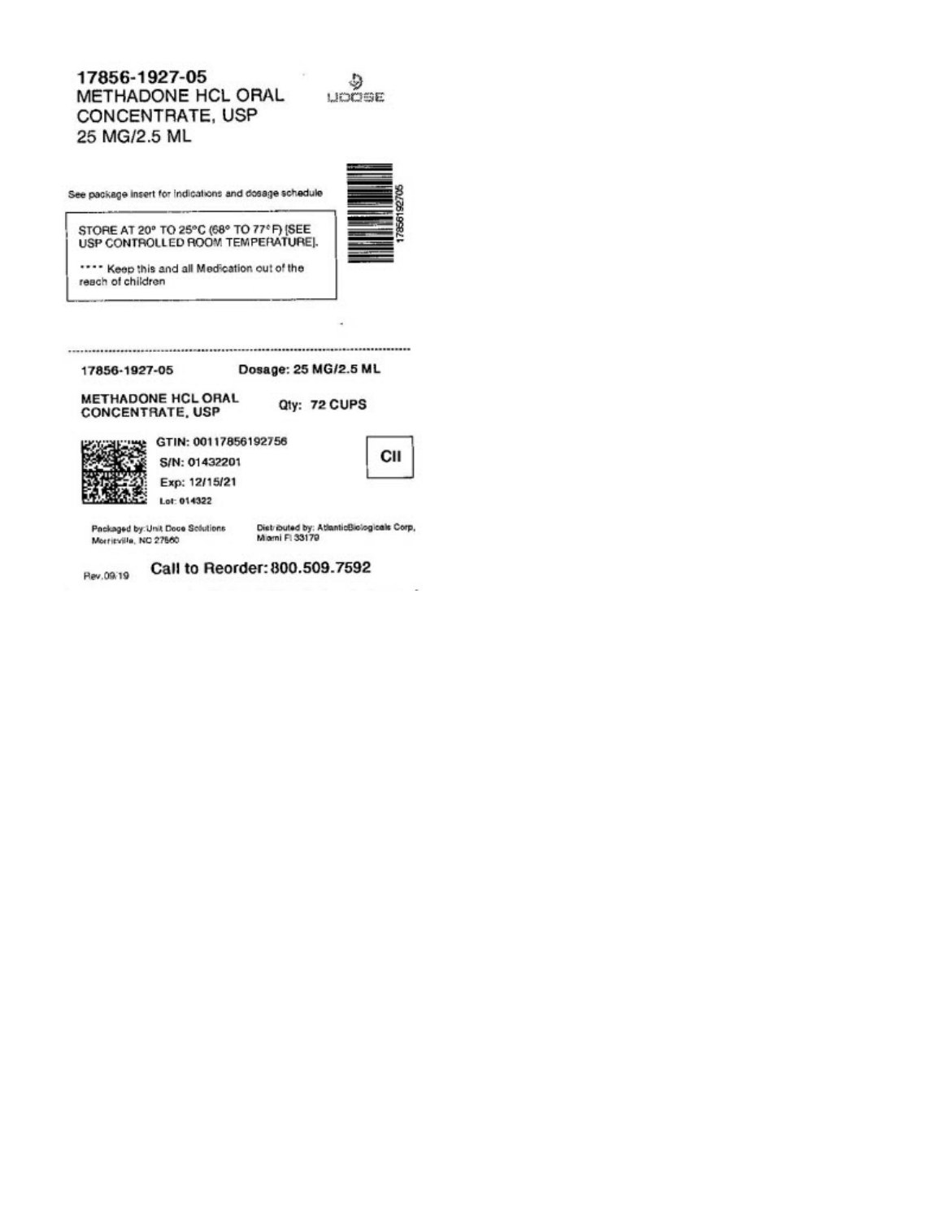17856-1927-05
METHADONE HCL ORAL
CONCENTRATE, USP
25 MG/2.5 ML

UDOSE

See package insert for indications and dosage schedule

STORE AT 20° TO 25°C (68° TO 77°F) [SEE USP CONTROLLED ROOM TEMPERATURE].

**** Keep this and all Medication out of the reach of children

17856192705

---

17856-1927-05 Dosage: 25 MG/2.5 ML

METHADONE HCL ORAL CONCENTRATE, USP Qty: 72 CUPS

GTIN: 00117856192756
S/N: 01432201
Exp: 12/15/21
Lot: 014322

CII

Packaged by: Unit Dose Solutions
Morrisville, NC 27560

Distributed by: AtlanticBiologicals Corp,
Miami Fl 33179

Rev.09/19 Call to Reorder: 800.509.7592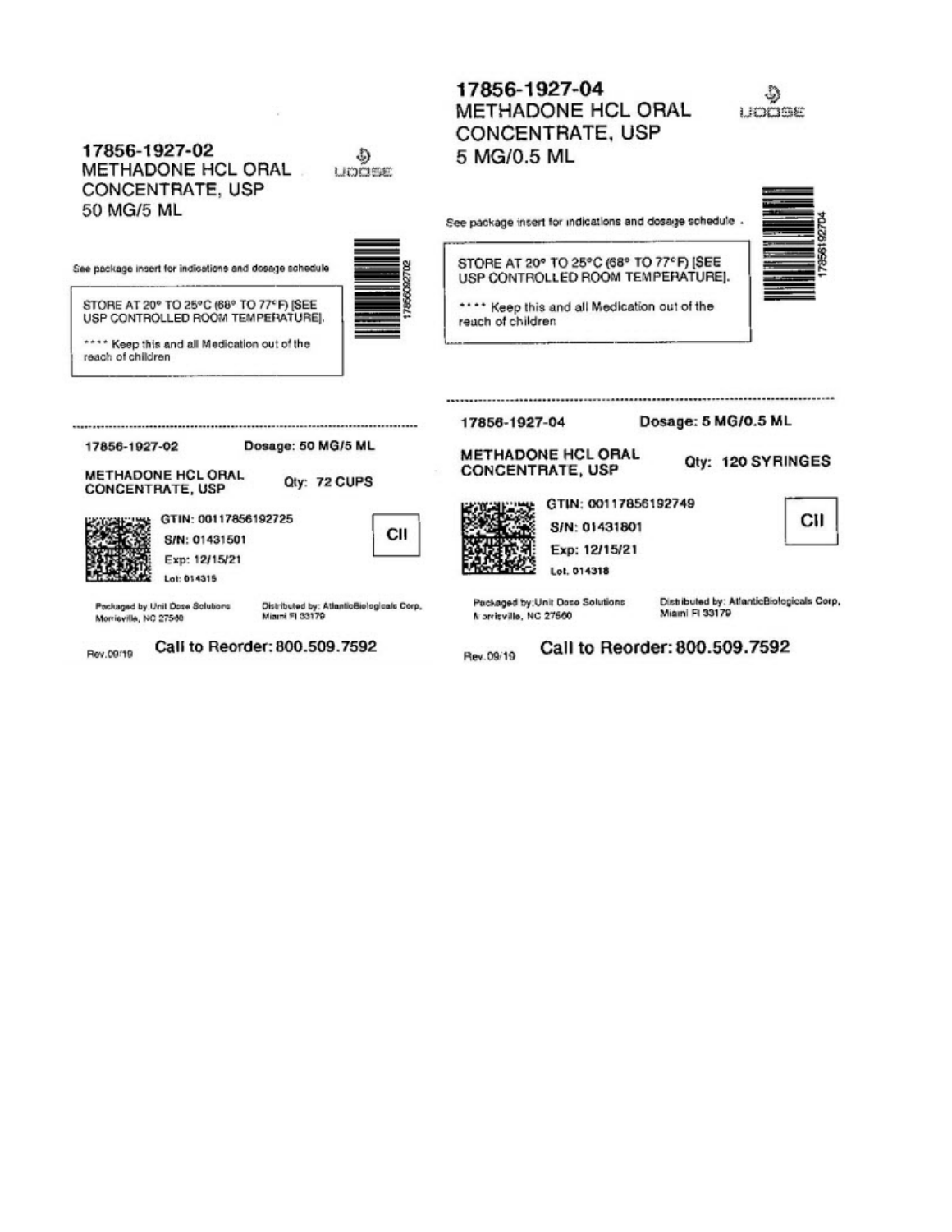17856-1927-02
METHADONE HCL ORAL CONCENTRATE, USP
50 MG/5 ML

UDOSE

See package insert for indications and dosage schedule

STORE AT 20° TO 25°C (68° TO 77°F) [SEE USP CONTROLLED ROOM TEMPERATURE].

**** Keep this and all Medication out of the reach of children

17856092702

---

17856-1927-02 Dosage: 50 MG/5 ML

METHADONE HCL ORAL CONCENTRATE, USP Qty: 72 CUPS

GTIN: 00117856192725
S/N: 01431501
Exp: 12/15/21
Lot: 014315

CII

Packaged by: Unit Dose Solutions Morrisville, NC 27560

Distributed by: AtlanticBiologicals Corp, Miami Fl 33179

Rev.09/19 Call to Reorder: 800.509.7592

17856-1927-04
METHADONE HCL ORAL CONCENTRATE, USP
5 MG/0.5 ML

UDOSE

See package insert for indications and dosage schedule .

STORE AT 20° TO 25°C (68° TO 77°F) [SEE USP CONTROLLED ROOM TEMPERATURE].

**** Keep this and all Medication out of the reach of children

17856192704

---

17856-1927-04 Dosage: 5 MG/0.5 ML

METHADONE HCL ORAL CONCENTRATE, USP Qty: 120 SYRINGES

GTIN: 00117856192749
S/N: 01431801
Exp: 12/15/21
Lot. 014318

CII

Packaged by: Unit Dose Solutions Morrisville, NC 27560

Distributed by: AtlanticBiologicals Corp, Miami Fl 33179

Rev.09/19 Call to Reorder: 800.509.7592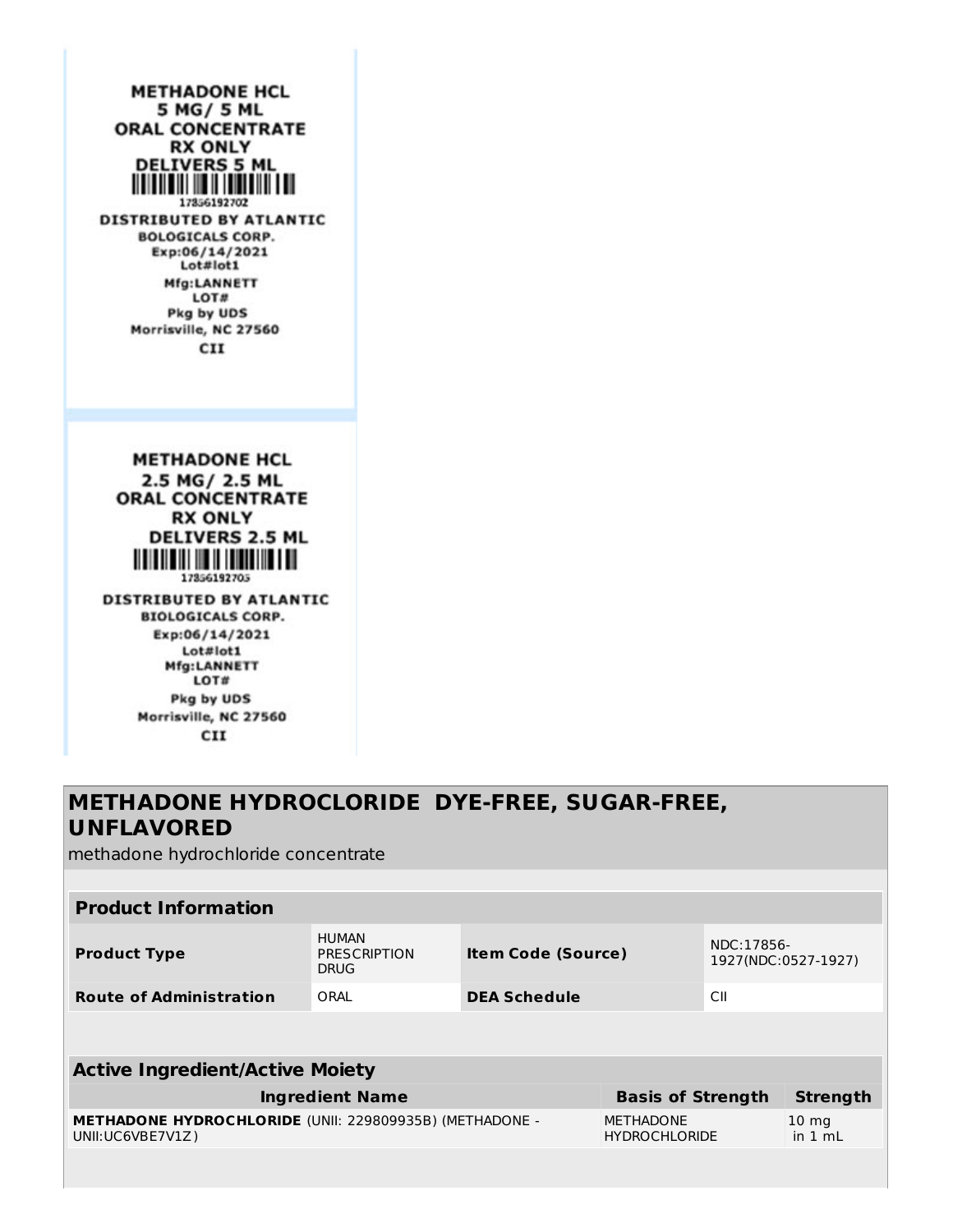METHADONE HCL
5 MG/ 5 ML
ORAL CONCENTRATE
RX ONLY
DELIVERS 5 ML

17856192702

DISTRIBUTED BY ATLANTIC
BOLOGICALS CORP.
Exp:06/14/2021
Lot#lot1
Mfg:LANNETT
LOT#
Pkg by UDS
Morrisville, NC 27560
CII

METHADONE HCL
2.5 MG/ 2.5 ML
ORAL CONCENTRATE
RX ONLY
DELIVERS 2.5 ML

17856192703

DISTRIBUTED BY ATLANTIC
BIOLOGICALS CORP.
Exp:06/14/2021
Lot#lot1
Mfg:LANNETT
LOT#
Pkg by UDS
Morrisville, NC 27560
CII

## METHADONE HYDROCLORIDE DYE-FREE, SUGAR-FREE, UNFLAVORED

methadone hydrochloride concentrate

| Product Information | | | |
|---|---|---|---|
| **Product Type** | HUMAN PRESCRIPTION DRUG | **Item Code (Source)** | NDC:17856-1927(NDC:0527-1927) |
| **Route of Administration** | ORAL | **DEA Schedule** | CII |

| Active Ingredient/Active Moiety | | |
|---|---|---|
| **Ingredient Name** | **Basis of Strength** | **Strength** |
| **METHADONE HYDROCHLORIDE** (UNII: 229809935B) (METHADONE - UNII:UC6VBE7V1Z) | METHADONE HYDROCHLORIDE | 10 mg in 1 mL |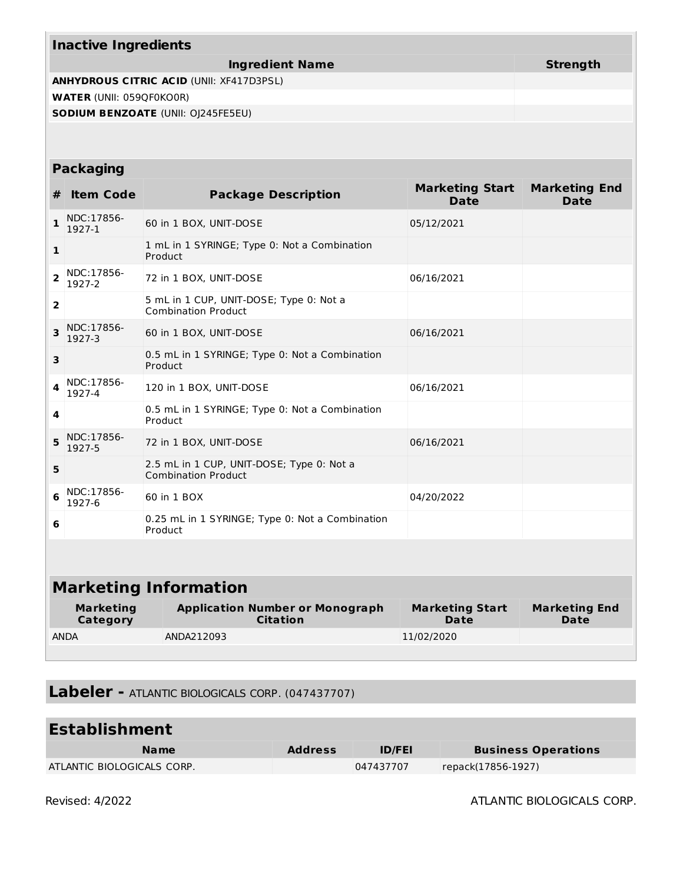## Inactive Ingredients

| Ingredient Name | Strength |
|---|---|
| **ANHYDROUS CITRIC ACID** (UNII: XF417D3PSL) | |
| **WATER** (UNII: 059QF0KO0R) | |
| **SODIUM BENZOATE** (UNII: OJ245FE5EU) | |

## Packaging

| # | Item Code | Package Description | Marketing Start Date | Marketing End Date |
|---|---|---|---|---|
| 1 | NDC:17856-1927-1 | 60 in 1 BOX, UNIT-DOSE | 05/12/2021 | |
| 1 | | 1 mL in 1 SYRINGE; Type 0: Not a Combination Product | | |
| 2 | NDC:17856-1927-2 | 72 in 1 BOX, UNIT-DOSE | 06/16/2021 | |
| 2 | | 5 mL in 1 CUP, UNIT-DOSE; Type 0: Not a Combination Product | | |
| 3 | NDC:17856-1927-3 | 60 in 1 BOX, UNIT-DOSE | 06/16/2021 | |
| 3 | | 0.5 mL in 1 SYRINGE; Type 0: Not a Combination Product | | |
| 4 | NDC:17856-1927-4 | 120 in 1 BOX, UNIT-DOSE | 06/16/2021 | |
| 4 | | 0.5 mL in 1 SYRINGE; Type 0: Not a Combination Product | | |
| 5 | NDC:17856-1927-5 | 72 in 1 BOX, UNIT-DOSE | 06/16/2021 | |
| 5 | | 2.5 mL in 1 CUP, UNIT-DOSE; Type 0: Not a Combination Product | | |
| 6 | NDC:17856-1927-6 | 60 in 1 BOX | 04/20/2022 | |
| 6 | | 0.25 mL in 1 SYRINGE; Type 0: Not a Combination Product | | |

## Marketing Information

| Marketing Category | Application Number or Monograph Citation | Marketing Start Date | Marketing End Date |
|---|---|---|---|
| ANDA | ANDA212093 | 11/02/2020 | |

## Labeler - ATLANTIC BIOLOGICALS CORP. (047437707)

## Establishment

| Name | Address | ID/FEI | Business Operations |
|---|---|---|---|
| ATLANTIC BIOLOGICALS CORP. | | 047437707 | repack(17856-1927) |

Revised: 4/2022

ATLANTIC BIOLOGICALS CORP.